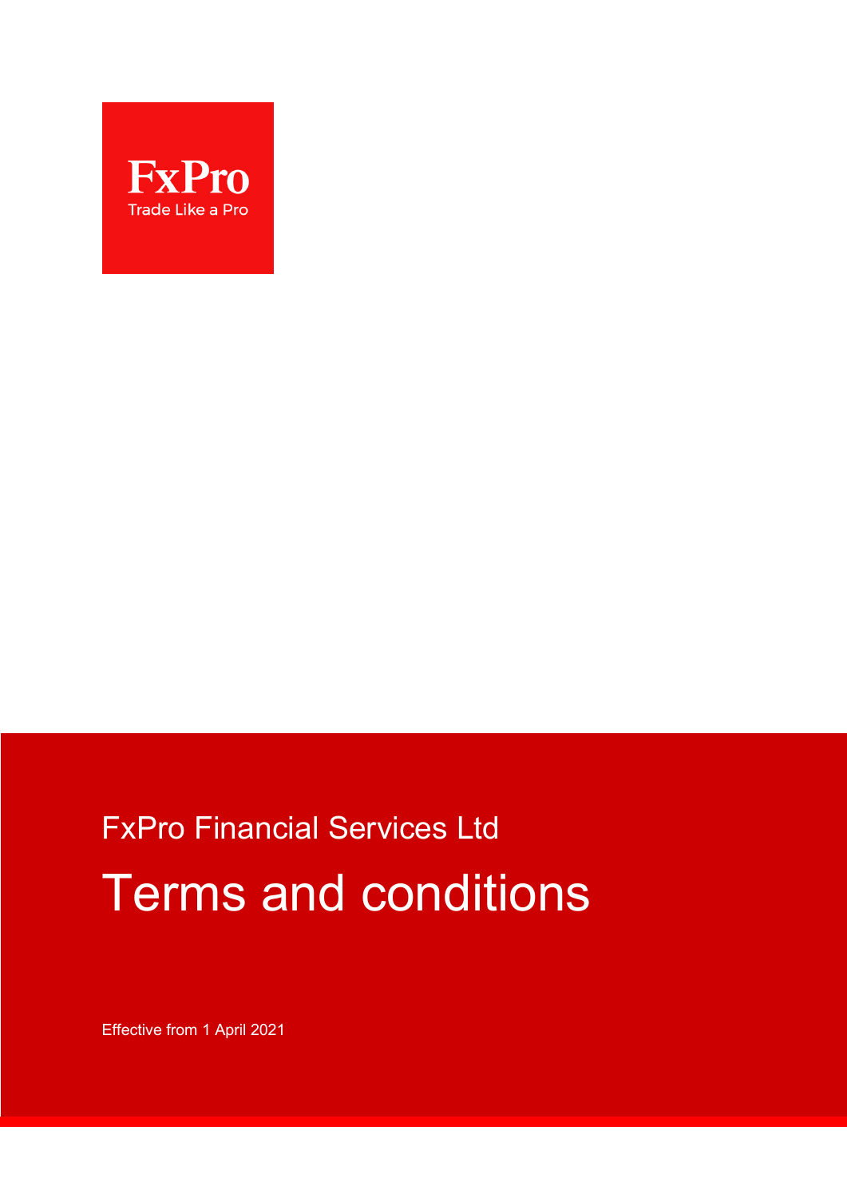FxPro

Trade Like a Pro

FxPro Financial Services Ltd

# Terms and conditions

Effective from 1 April 2021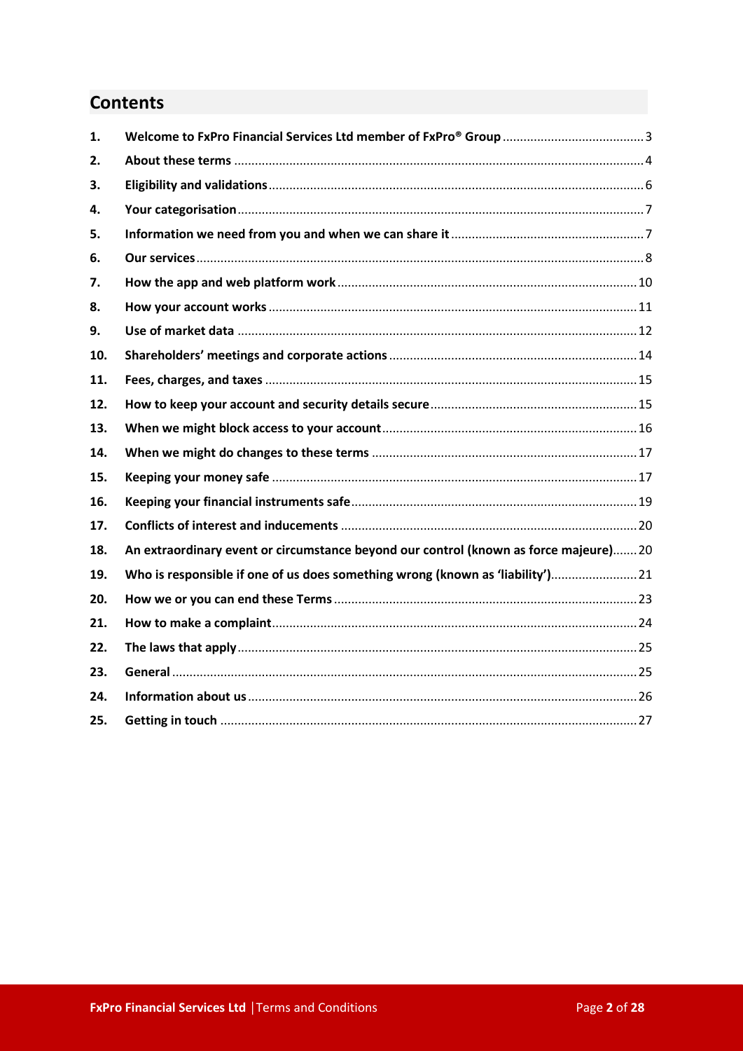## Contents

1. **Welcome to FxPro Financial Services Ltd member of FxPro® Group** ........ 3
2. **About these terms** ........ 4
3. **Eligibility and validations** ........ 6
4. **Your categorisation** ........ 7
5. **Information we need from you and when we can share it** ........ 7
6. **Our services** ........ 8
7. **How the app and web platform work** ........ 10
8. **How your account works** ........ 11
9. **Use of market data** ........ 12
10. **Shareholders' meetings and corporate actions** ........ 14
11. **Fees, charges, and taxes** ........ 15
12. **How to keep your account and security details secure** ........ 15
13. **When we might block access to your account** ........ 16
14. **When we might do changes to these terms** ........ 17
15. **Keeping your money safe** ........ 17
16. **Keeping your financial instruments safe** ........ 19
17. **Conflicts of interest and inducements** ........ 20
18. **An extraordinary event or circumstance beyond our control (known as force majeure)** ........ 20
19. **Who is responsible if one of us does something wrong (known as 'liability')** ........ 21
20. **How we or you can end these Terms** ........ 23
21. **How to make a complaint** ........ 24
22. **The laws that apply** ........ 25
23. **General** ........ 25
24. **Information about us** ........ 26
25. **Getting in touch** ........ 27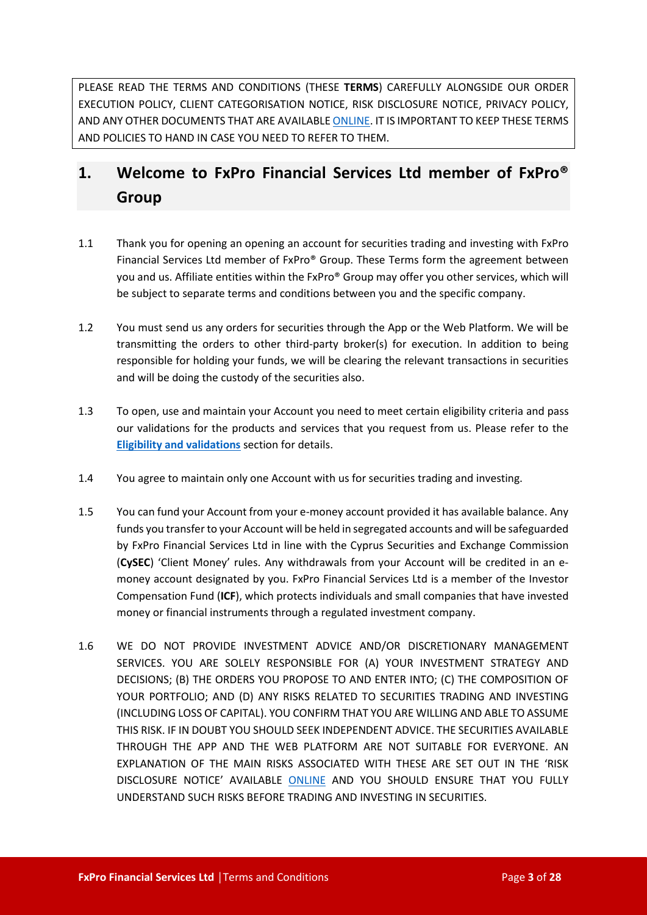PLEASE READ THE TERMS AND CONDITIONS (THESE **TERMS**) CAREFULLY ALONGSIDE OUR ORDER EXECUTION POLICY, CLIENT CATEGORISATION NOTICE, RISK DISCLOSURE NOTICE, PRIVACY POLICY, AND ANY OTHER DOCUMENTS THAT ARE AVAILABLE ONLINE. IT IS IMPORTANT TO KEEP THESE TERMS AND POLICIES TO HAND IN CASE YOU NEED TO REFER TO THEM.

## 1. Welcome to FxPro Financial Services Ltd member of FxPro® Group

1.1 Thank you for opening an opening an account for securities trading and investing with FxPro Financial Services Ltd member of FxPro® Group. These Terms form the agreement between you and us. Affiliate entities within the FxPro® Group may offer you other services, which will be subject to separate terms and conditions between you and the specific company.

1.2 You must send us any orders for securities through the App or the Web Platform. We will be transmitting the orders to other third-party broker(s) for execution. In addition to being responsible for holding your funds, we will be clearing the relevant transactions in securities and will be doing the custody of the securities also.

1.3 To open, use and maintain your Account you need to meet certain eligibility criteria and pass our validations for the products and services that you request from us. Please refer to the **Eligibility and validations** section for details.

1.4 You agree to maintain only one Account with us for securities trading and investing.

1.5 You can fund your Account from your e-money account provided it has available balance. Any funds you transfer to your Account will be held in segregated accounts and will be safeguarded by FxPro Financial Services Ltd in line with the Cyprus Securities and Exchange Commission (**CySEC**) 'Client Money' rules. Any withdrawals from your Account will be credited in an e-money account designated by you. FxPro Financial Services Ltd is a member of the Investor Compensation Fund (**ICF**), which protects individuals and small companies that have invested money or financial instruments through a regulated investment company.

1.6 WE DO NOT PROVIDE INVESTMENT ADVICE AND/OR DISCRETIONARY MANAGEMENT SERVICES. YOU ARE SOLELY RESPONSIBLE FOR (A) YOUR INVESTMENT STRATEGY AND DECISIONS; (B) THE ORDERS YOU PROPOSE TO AND ENTER INTO; (C) THE COMPOSITION OF YOUR PORTFOLIO; AND (D) ANY RISKS RELATED TO SECURITIES TRADING AND INVESTING (INCLUDING LOSS OF CAPITAL). YOU CONFIRM THAT YOU ARE WILLING AND ABLE TO ASSUME THIS RISK. IF IN DOUBT YOU SHOULD SEEK INDEPENDENT ADVICE. THE SECURITIES AVAILABLE THROUGH THE APP AND THE WEB PLATFORM ARE NOT SUITABLE FOR EVERYONE. AN EXPLANATION OF THE MAIN RISKS ASSOCIATED WITH THESE ARE SET OUT IN THE 'RISK DISCLOSURE NOTICE' AVAILABLE ONLINE AND YOU SHOULD ENSURE THAT YOU FULLY UNDERSTAND SUCH RISKS BEFORE TRADING AND INVESTING IN SECURITIES.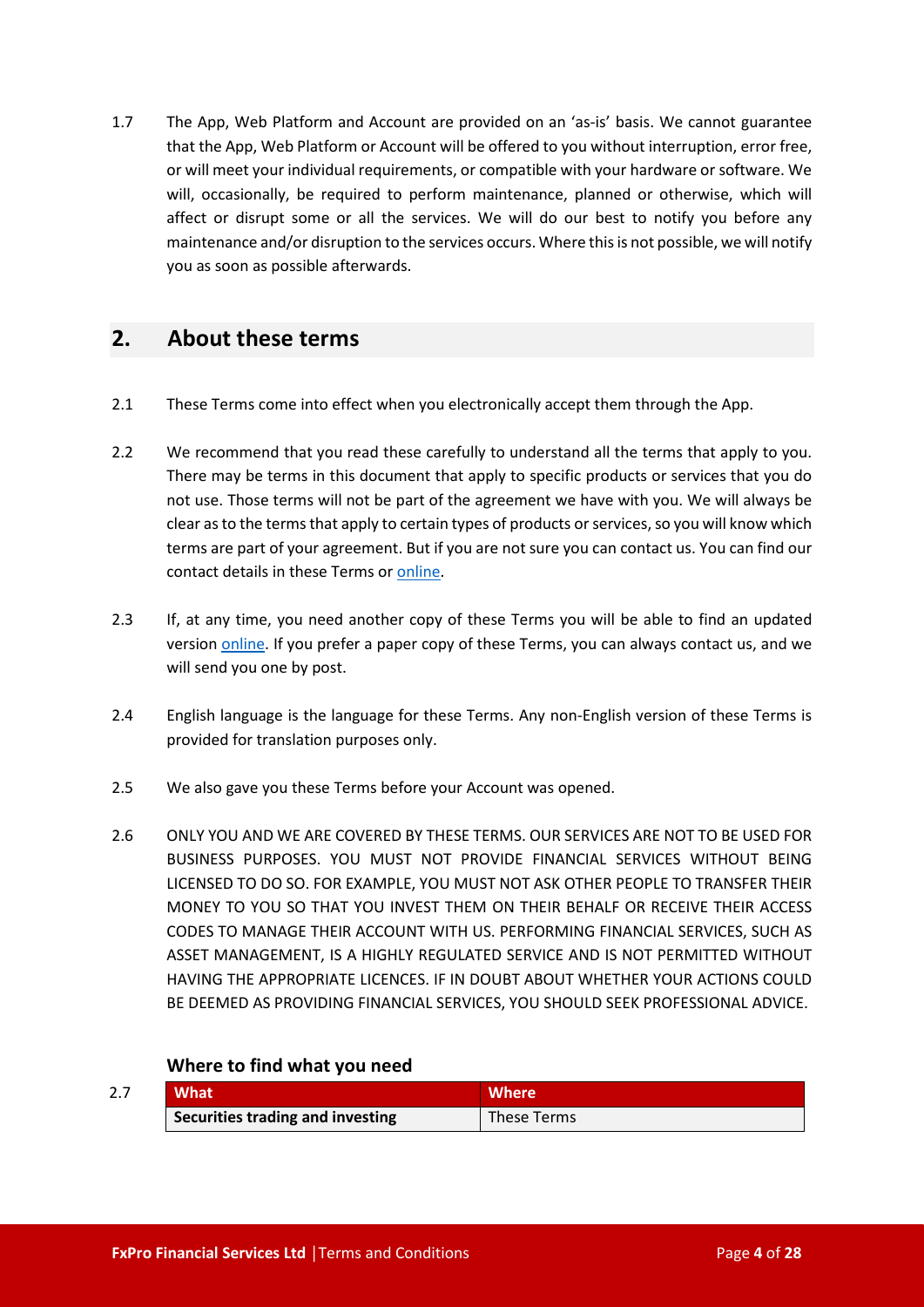1.7 The App, Web Platform and Account are provided on an 'as-is' basis. We cannot guarantee that the App, Web Platform or Account will be offered to you without interruption, error free, or will meet your individual requirements, or compatible with your hardware or software. We will, occasionally, be required to perform maintenance, planned or otherwise, which will affect or disrupt some or all the services. We will do our best to notify you before any maintenance and/or disruption to the services occurs. Where this is not possible, we will notify you as soon as possible afterwards.

## 2. About these terms

2.1 These Terms come into effect when you electronically accept them through the App.

2.2 We recommend that you read these carefully to understand all the terms that apply to you. There may be terms in this document that apply to specific products or services that you do not use. Those terms will not be part of the agreement we have with you. We will always be clear as to the terms that apply to certain types of products or services, so you will know which terms are part of your agreement. But if you are not sure you can contact us. You can find our contact details in these Terms or online.

2.3 If, at any time, you need another copy of these Terms you will be able to find an updated version online. If you prefer a paper copy of these Terms, you can always contact us, and we will send you one by post.

2.4 English language is the language for these Terms. Any non-English version of these Terms is provided for translation purposes only.

2.5 We also gave you these Terms before your Account was opened.

2.6 ONLY YOU AND WE ARE COVERED BY THESE TERMS. OUR SERVICES ARE NOT TO BE USED FOR BUSINESS PURPOSES. YOU MUST NOT PROVIDE FINANCIAL SERVICES WITHOUT BEING LICENSED TO DO SO. FOR EXAMPLE, YOU MUST NOT ASK OTHER PEOPLE TO TRANSFER THEIR MONEY TO YOU SO THAT YOU INVEST THEM ON THEIR BEHALF OR RECEIVE THEIR ACCESS CODES TO MANAGE THEIR ACCOUNT WITH US. PERFORMING FINANCIAL SERVICES, SUCH AS ASSET MANAGEMENT, IS A HIGHLY REGULATED SERVICE AND IS NOT PERMITTED WITHOUT HAVING THE APPROPRIATE LICENCES. IF IN DOUBT ABOUT WHETHER YOUR ACTIONS COULD BE DEEMED AS PROVIDING FINANCIAL SERVICES, YOU SHOULD SEEK PROFESSIONAL ADVICE.

### Where to find what you need

2.7

| What | Where |
|---|---|
| **Securities trading and investing** | These Terms |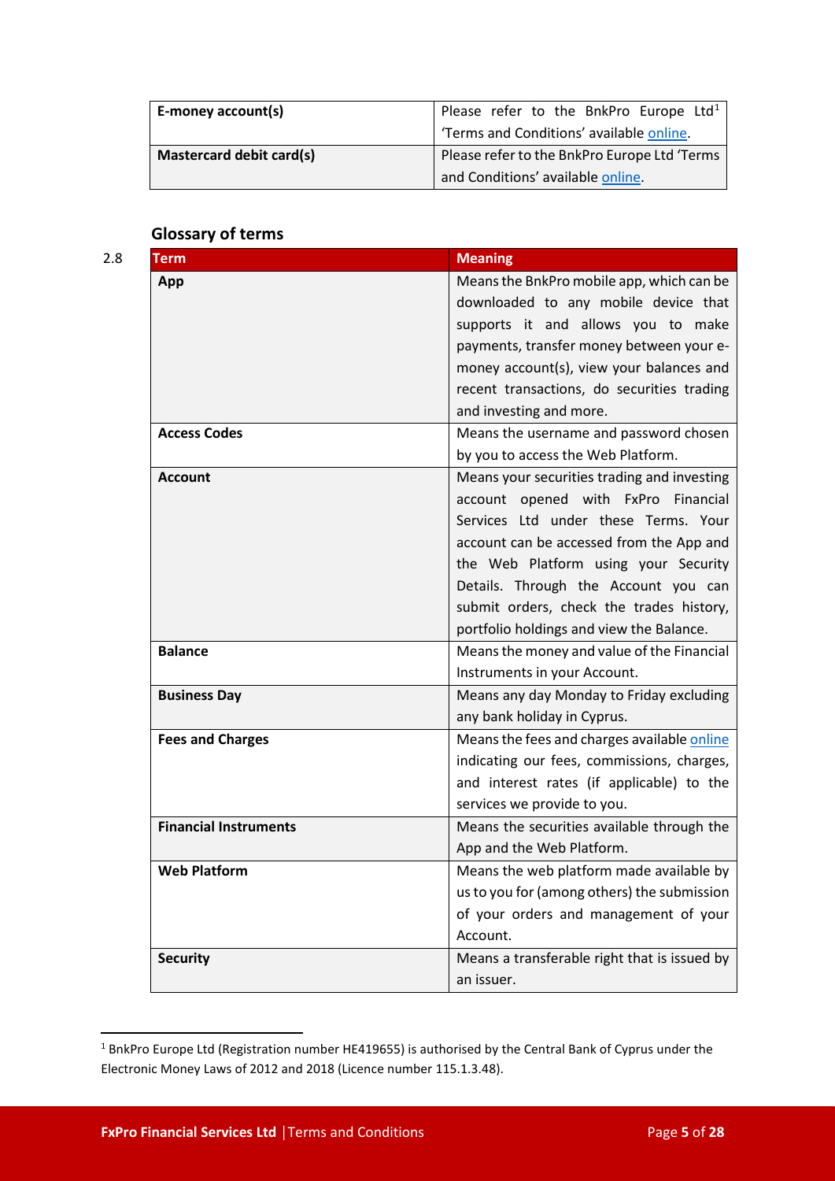| E-money account(s) | Please refer to the BnkPro Europe Ltd[1] 'Terms and Conditions' available online. |
|---|---|
| Mastercard debit card(s) | Please refer to the BnkPro Europe Ltd 'Terms and Conditions' available online. |

## Glossary of terms

2.8

| Term | Meaning |
|---|---|
| **App** | Means the BnkPro mobile app, which can be downloaded to any mobile device that supports it and allows you to make payments, transfer money between your e-money account(s), view your balances and recent transactions, do securities trading and investing and more. |
| **Access Codes** | Means the username and password chosen by you to access the Web Platform. |
| **Account** | Means your securities trading and investing account opened with FxPro Financial Services Ltd under these Terms. Your account can be accessed from the App and the Web Platform using your Security Details. Through the Account you can submit orders, check the trades history, portfolio holdings and view the Balance. |
| **Balance** | Means the money and value of the Financial Instruments in your Account. |
| **Business Day** | Means any day Monday to Friday excluding any bank holiday in Cyprus. |
| **Fees and Charges** | Means the fees and charges available online indicating our fees, commissions, charges, and interest rates (if applicable) to the services we provide to you. |
| **Financial Instruments** | Means the securities available through the App and the Web Platform. |
| **Web Platform** | Means the web platform made available by us to you for (among others) the submission of your orders and management of your Account. |
| **Security** | Means a transferable right that is issued by an issuer. |

[1] BnkPro Europe Ltd (Registration number HE419655) is authorised by the Central Bank of Cyprus under the Electronic Money Laws of 2012 and 2018 (Licence number 115.1.3.48).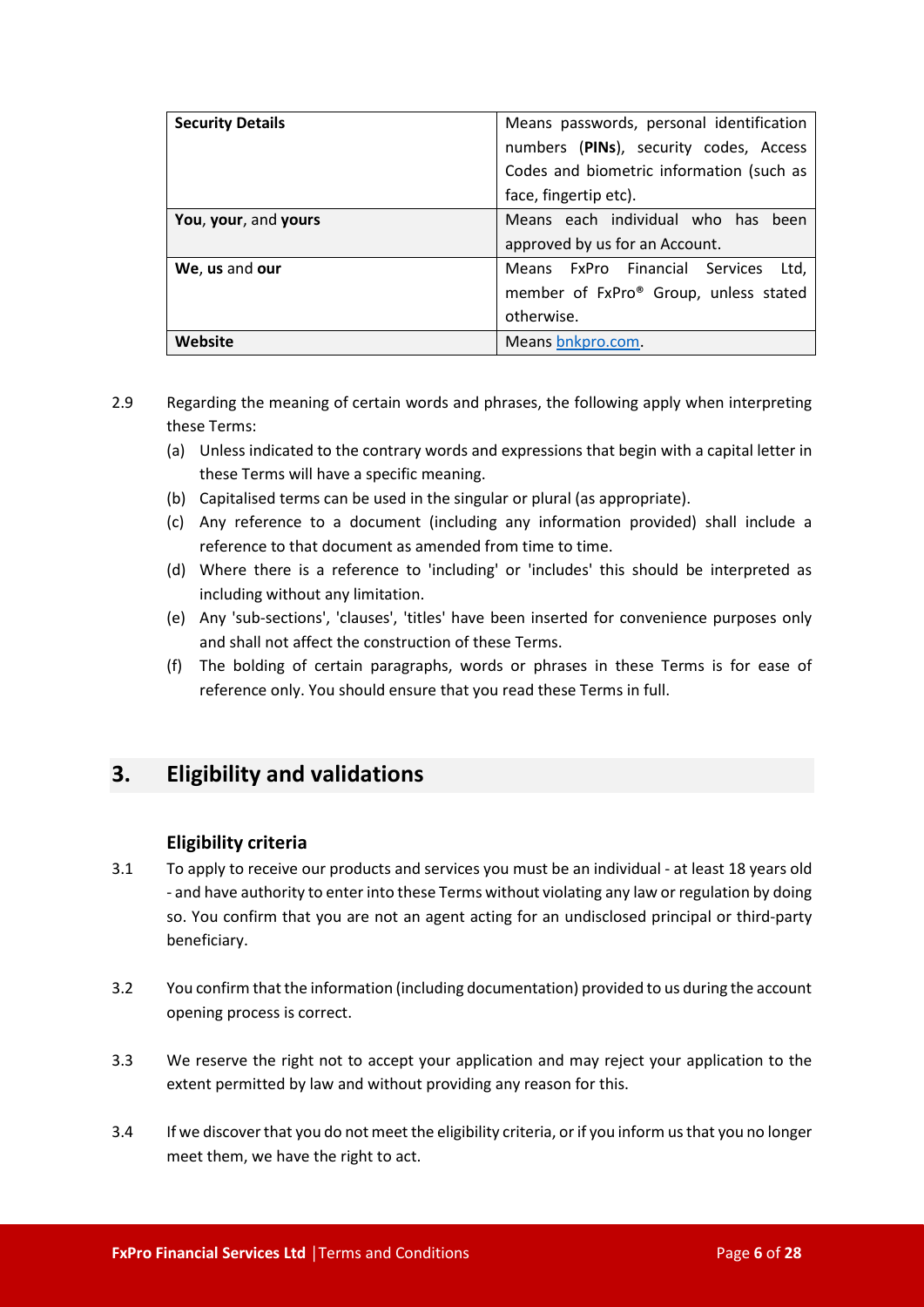| | |
|---|---|
| **Security Details** | Means passwords, personal identification numbers (**PINs**), security codes, Access Codes and biometric information (such as face, fingertip etc). |
| **You**, **your**, and **yours** | Means each individual who has been approved by us for an Account. |
| **We**, **us** and **our** | Means FxPro Financial Services Ltd, member of FxPro® Group, unless stated otherwise. |
| **Website** | Means bnkpro.com. |

2.9 Regarding the meaning of certain words and phrases, the following apply when interpreting these Terms:

(a) Unless indicated to the contrary words and expressions that begin with a capital letter in these Terms will have a specific meaning.

(b) Capitalised terms can be used in the singular or plural (as appropriate).

(c) Any reference to a document (including any information provided) shall include a reference to that document as amended from time to time.

(d) Where there is a reference to 'including' or 'includes' this should be interpreted as including without any limitation.

(e) Any 'sub-sections', 'clauses', 'titles' have been inserted for convenience purposes only and shall not affect the construction of these Terms.

(f) The bolding of certain paragraphs, words or phrases in these Terms is for ease of reference only. You should ensure that you read these Terms in full.

## 3. Eligibility and validations

### Eligibility criteria

3.1 To apply to receive our products and services you must be an individual - at least 18 years old - and have authority to enter into these Terms without violating any law or regulation by doing so. You confirm that you are not an agent acting for an undisclosed principal or third-party beneficiary.

3.2 You confirm that the information (including documentation) provided to us during the account opening process is correct.

3.3 We reserve the right not to accept your application and may reject your application to the extent permitted by law and without providing any reason for this.

3.4 If we discover that you do not meet the eligibility criteria, or if you inform us that you no longer meet them, we have the right to act.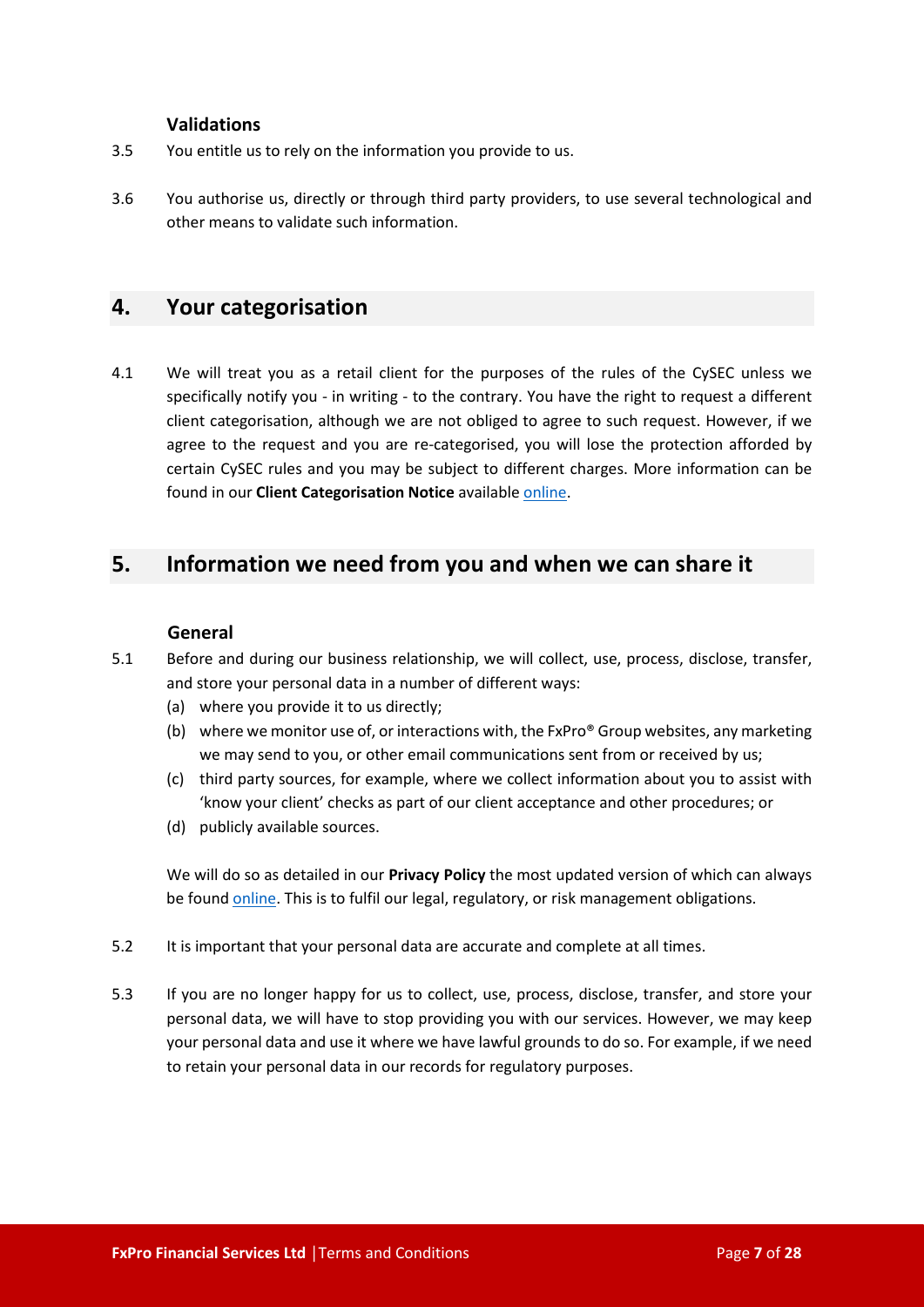### Validations

3.5 You entitle us to rely on the information you provide to us.

3.6 You authorise us, directly or through third party providers, to use several technological and other means to validate such information.

## 4. Your categorisation

4.1 We will treat you as a retail client for the purposes of the rules of the CySEC unless we specifically notify you - in writing - to the contrary. You have the right to request a different client categorisation, although we are not obliged to agree to such request. However, if we agree to the request and you are re-categorised, you will lose the protection afforded by certain CySEC rules and you may be subject to different charges. More information can be found in our **Client Categorisation Notice** available online.

## 5. Information we need from you and when we can share it

### General

5.1 Before and during our business relationship, we will collect, use, process, disclose, transfer, and store your personal data in a number of different ways:

(a) where you provide it to us directly;

(b) where we monitor use of, or interactions with, the FxPro® Group websites, any marketing we may send to you, or other email communications sent from or received by us;

(c) third party sources, for example, where we collect information about you to assist with 'know your client' checks as part of our client acceptance and other procedures; or

(d) publicly available sources.

We will do so as detailed in our **Privacy Policy** the most updated version of which can always be found online. This is to fulfil our legal, regulatory, or risk management obligations.

5.2 It is important that your personal data are accurate and complete at all times.

5.3 If you are no longer happy for us to collect, use, process, disclose, transfer, and store your personal data, we will have to stop providing you with our services. However, we may keep your personal data and use it where we have lawful grounds to do so. For example, if we need to retain your personal data in our records for regulatory purposes.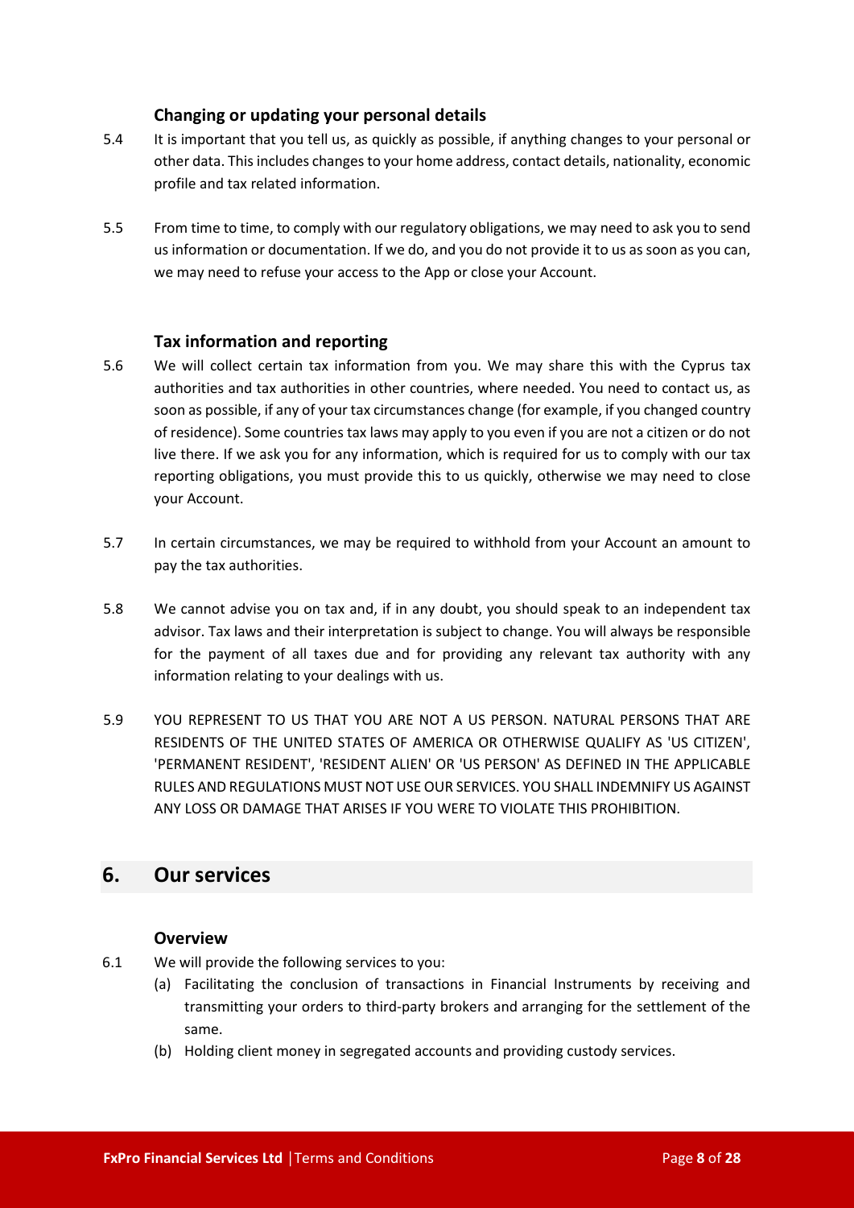### Changing or updating your personal details

5.4 It is important that you tell us, as quickly as possible, if anything changes to your personal or other data. This includes changes to your home address, contact details, nationality, economic profile and tax related information.

5.5 From time to time, to comply with our regulatory obligations, we may need to ask you to send us information or documentation. If we do, and you do not provide it to us as soon as you can, we may need to refuse your access to the App or close your Account.

### Tax information and reporting

5.6 We will collect certain tax information from you. We may share this with the Cyprus tax authorities and tax authorities in other countries, where needed. You need to contact us, as soon as possible, if any of your tax circumstances change (for example, if you changed country of residence). Some countries tax laws may apply to you even if you are not a citizen or do not live there. If we ask you for any information, which is required for us to comply with our tax reporting obligations, you must provide this to us quickly, otherwise we may need to close your Account.

5.7 In certain circumstances, we may be required to withhold from your Account an amount to pay the tax authorities.

5.8 We cannot advise you on tax and, if in any doubt, you should speak to an independent tax advisor. Tax laws and their interpretation is subject to change. You will always be responsible for the payment of all taxes due and for providing any relevant tax authority with any information relating to your dealings with us.

5.9 YOU REPRESENT TO US THAT YOU ARE NOT A US PERSON. NATURAL PERSONS THAT ARE RESIDENTS OF THE UNITED STATES OF AMERICA OR OTHERWISE QUALIFY AS 'US CITIZEN', 'PERMANENT RESIDENT', 'RESIDENT ALIEN' OR 'US PERSON' AS DEFINED IN THE APPLICABLE RULES AND REGULATIONS MUST NOT USE OUR SERVICES. YOU SHALL INDEMNIFY US AGAINST ANY LOSS OR DAMAGE THAT ARISES IF YOU WERE TO VIOLATE THIS PROHIBITION.

## 6. Our services

### Overview

6.1 We will provide the following services to you:

(a) Facilitating the conclusion of transactions in Financial Instruments by receiving and transmitting your orders to third-party brokers and arranging for the settlement of the same.

(b) Holding client money in segregated accounts and providing custody services.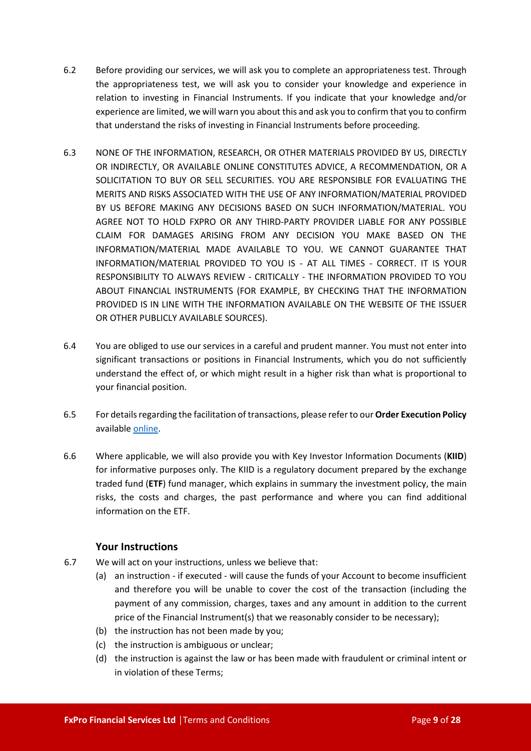6.2 Before providing our services, we will ask you to complete an appropriateness test. Through the appropriateness test, we will ask you to consider your knowledge and experience in relation to investing in Financial Instruments. If you indicate that your knowledge and/or experience are limited, we will warn you about this and ask you to confirm that you to confirm that understand the risks of investing in Financial Instruments before proceeding.

6.3 NONE OF THE INFORMATION, RESEARCH, OR OTHER MATERIALS PROVIDED BY US, DIRECTLY OR INDIRECTLY, OR AVAILABLE ONLINE CONSTITUTES ADVICE, A RECOMMENDATION, OR A SOLICITATION TO BUY OR SELL SECURITIES. YOU ARE RESPONSIBLE FOR EVALUATING THE MERITS AND RISKS ASSOCIATED WITH THE USE OF ANY INFORMATION/MATERIAL PROVIDED BY US BEFORE MAKING ANY DECISIONS BASED ON SUCH INFORMATION/MATERIAL. YOU AGREE NOT TO HOLD FXPRO OR ANY THIRD-PARTY PROVIDER LIABLE FOR ANY POSSIBLE CLAIM FOR DAMAGES ARISING FROM ANY DECISION YOU MAKE BASED ON THE INFORMATION/MATERIAL MADE AVAILABLE TO YOU. WE CANNOT GUARANTEE THAT INFORMATION/MATERIAL PROVIDED TO YOU IS - AT ALL TIMES - CORRECT. IT IS YOUR RESPONSIBILITY TO ALWAYS REVIEW - CRITICALLY - THE INFORMATION PROVIDED TO YOU ABOUT FINANCIAL INSTRUMENTS (FOR EXAMPLE, BY CHECKING THAT THE INFORMATION PROVIDED IS IN LINE WITH THE INFORMATION AVAILABLE ON THE WEBSITE OF THE ISSUER OR OTHER PUBLICLY AVAILABLE SOURCES).

6.4 You are obliged to use our services in a careful and prudent manner. You must not enter into significant transactions or positions in Financial Instruments, which you do not sufficiently understand the effect of, or which might result in a higher risk than what is proportional to your financial position.

6.5 For details regarding the facilitation of transactions, please refer to our **Order Execution Policy** available online.

6.6 Where applicable, we will also provide you with Key Investor Information Documents (**KIID**) for informative purposes only. The KIID is a regulatory document prepared by the exchange traded fund (**ETF**) fund manager, which explains in summary the investment policy, the main risks, the costs and charges, the past performance and where you can find additional information on the ETF.

### Your Instructions

6.7 We will act on your instructions, unless we believe that:

(a) an instruction - if executed - will cause the funds of your Account to become insufficient and therefore you will be unable to cover the cost of the transaction (including the payment of any commission, charges, taxes and any amount in addition to the current price of the Financial Instrument(s) that we reasonably consider to be necessary);

(b) the instruction has not been made by you;

(c) the instruction is ambiguous or unclear;

(d) the instruction is against the law or has been made with fraudulent or criminal intent or in violation of these Terms;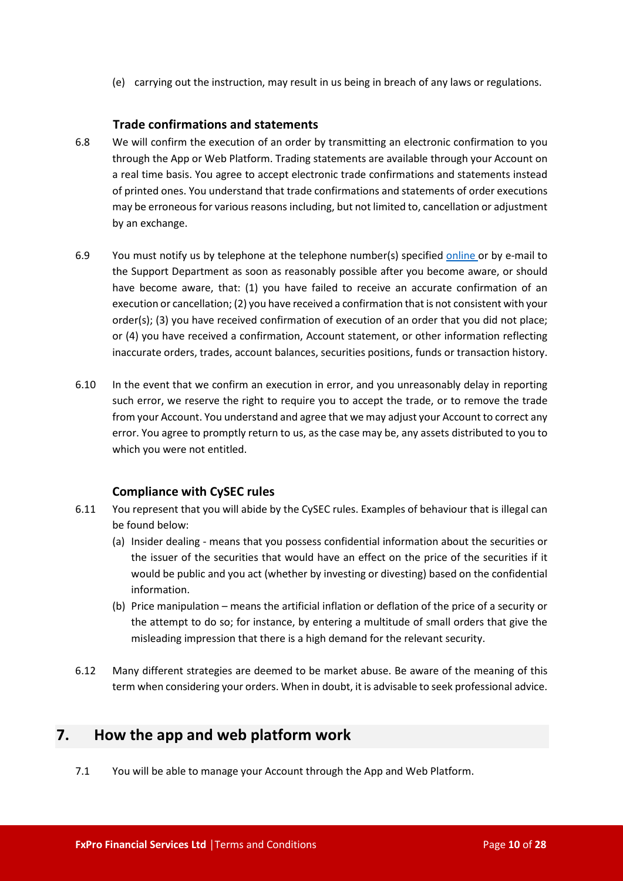(e) carrying out the instruction, may result in us being in breach of any laws or regulations.

### Trade confirmations and statements

6.8 We will confirm the execution of an order by transmitting an electronic confirmation to you through the App or Web Platform. Trading statements are available through your Account on a real time basis. You agree to accept electronic trade confirmations and statements instead of printed ones. You understand that trade confirmations and statements of order executions may be erroneous for various reasons including, but not limited to, cancellation or adjustment by an exchange.

6.9 You must notify us by telephone at the telephone number(s) specified online or by e-mail to the Support Department as soon as reasonably possible after you become aware, or should have become aware, that: (1) you have failed to receive an accurate confirmation of an execution or cancellation; (2) you have received a confirmation that is not consistent with your order(s); (3) you have received confirmation of execution of an order that you did not place; or (4) you have received a confirmation, Account statement, or other information reflecting inaccurate orders, trades, account balances, securities positions, funds or transaction history.

6.10 In the event that we confirm an execution in error, and you unreasonably delay in reporting such error, we reserve the right to require you to accept the trade, or to remove the trade from your Account. You understand and agree that we may adjust your Account to correct any error. You agree to promptly return to us, as the case may be, any assets distributed to you to which you were not entitled.

### Compliance with CySEC rules

6.11 You represent that you will abide by the CySEC rules. Examples of behaviour that is illegal can be found below:

(a) Insider dealing - means that you possess confidential information about the securities or the issuer of the securities that would have an effect on the price of the securities if it would be public and you act (whether by investing or divesting) based on the confidential information.

(b) Price manipulation – means the artificial inflation or deflation of the price of a security or the attempt to do so; for instance, by entering a multitude of small orders that give the misleading impression that there is a high demand for the relevant security.

6.12 Many different strategies are deemed to be market abuse. Be aware of the meaning of this term when considering your orders. When in doubt, it is advisable to seek professional advice.

## 7. How the app and web platform work

7.1 You will be able to manage your Account through the App and Web Platform.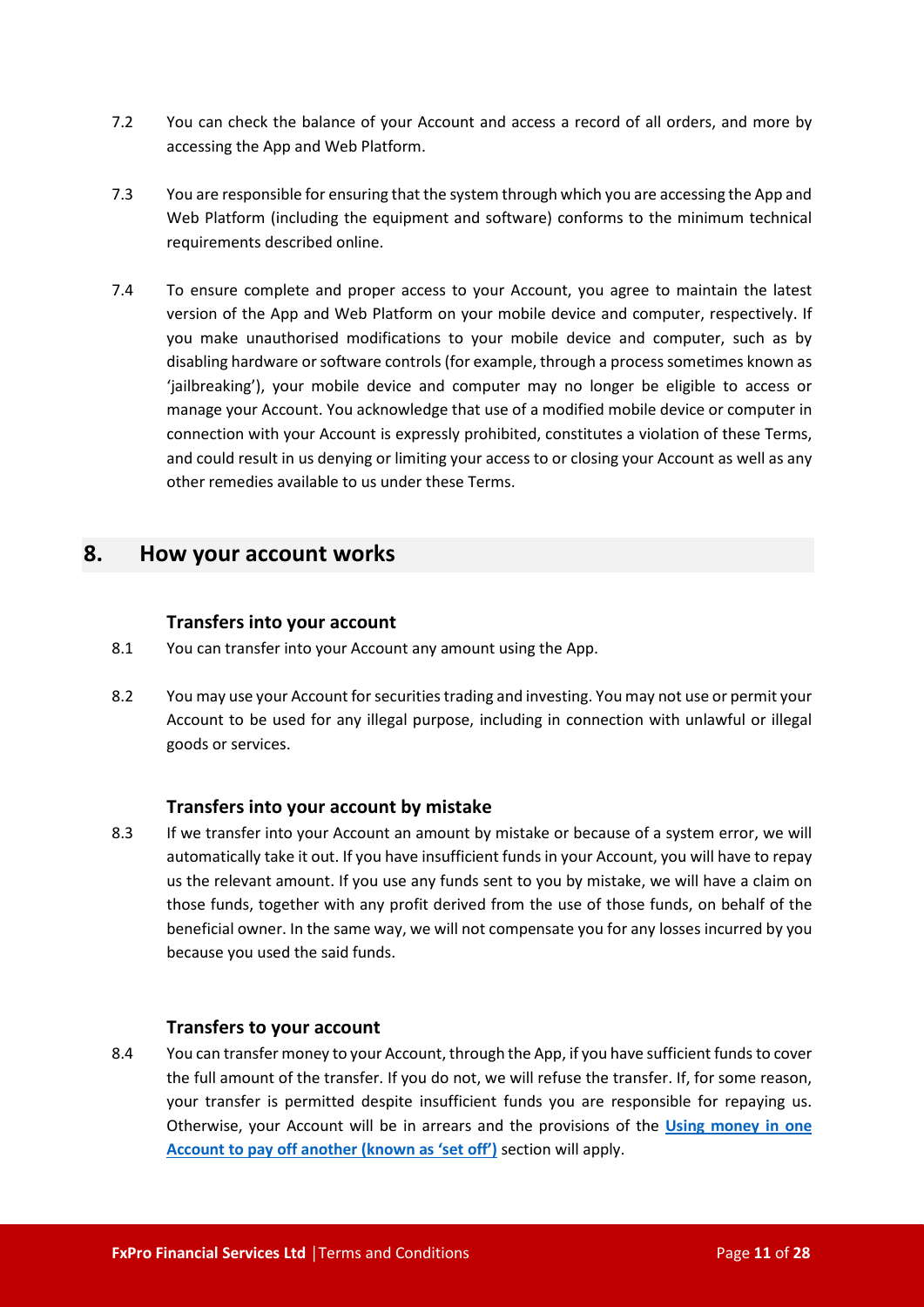7.2 You can check the balance of your Account and access a record of all orders, and more by accessing the App and Web Platform.

7.3 You are responsible for ensuring that the system through which you are accessing the App and Web Platform (including the equipment and software) conforms to the minimum technical requirements described online.

7.4 To ensure complete and proper access to your Account, you agree to maintain the latest version of the App and Web Platform on your mobile device and computer, respectively. If you make unauthorised modifications to your mobile device and computer, such as by disabling hardware or software controls (for example, through a process sometimes known as 'jailbreaking'), your mobile device and computer may no longer be eligible to access or manage your Account. You acknowledge that use of a modified mobile device or computer in connection with your Account is expressly prohibited, constitutes a violation of these Terms, and could result in us denying or limiting your access to or closing your Account as well as any other remedies available to us under these Terms.

## 8. How your account works

### Transfers into your account

8.1 You can transfer into your Account any amount using the App.

8.2 You may use your Account for securities trading and investing. You may not use or permit your Account to be used for any illegal purpose, including in connection with unlawful or illegal goods or services.

### Transfers into your account by mistake

8.3 If we transfer into your Account an amount by mistake or because of a system error, we will automatically take it out. If you have insufficient funds in your Account, you will have to repay us the relevant amount. If you use any funds sent to you by mistake, we will have a claim on those funds, together with any profit derived from the use of those funds, on behalf of the beneficial owner. In the same way, we will not compensate you for any losses incurred by you because you used the said funds.

### Transfers to your account

8.4 You can transfer money to your Account, through the App, if you have sufficient funds to cover the full amount of the transfer. If you do not, we will refuse the transfer. If, for some reason, your transfer is permitted despite insufficient funds you are responsible for repaying us. Otherwise, your Account will be in arrears and the provisions of the **Using money in one Account to pay off another (known as 'set off')** section will apply.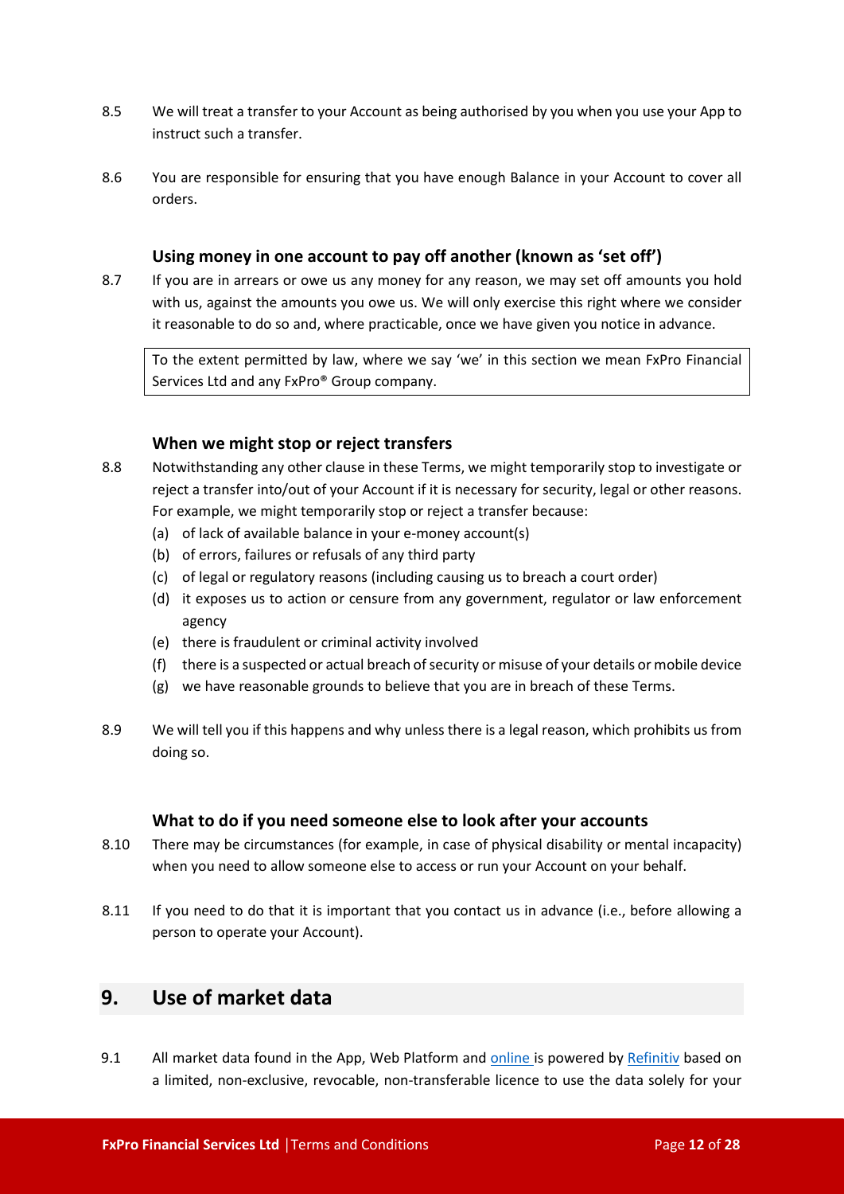8.5 We will treat a transfer to your Account as being authorised by you when you use your App to instruct such a transfer.

8.6 You are responsible for ensuring that you have enough Balance in your Account to cover all orders.

### Using money in one account to pay off another (known as 'set off')

8.7 If you are in arrears or owe us any money for any reason, we may set off amounts you hold with us, against the amounts you owe us. We will only exercise this right where we consider it reasonable to do so and, where practicable, once we have given you notice in advance.

> To the extent permitted by law, where we say 'we' in this section we mean FxPro Financial Services Ltd and any FxPro® Group company.

### When we might stop or reject transfers

8.8 Notwithstanding any other clause in these Terms, we might temporarily stop to investigate or reject a transfer into/out of your Account if it is necessary for security, legal or other reasons. For example, we might temporarily stop or reject a transfer because:

- (a) of lack of available balance in your e-money account(s)
- (b) of errors, failures or refusals of any third party
- (c) of legal or regulatory reasons (including causing us to breach a court order)
- (d) it exposes us to action or censure from any government, regulator or law enforcement agency
- (e) there is fraudulent or criminal activity involved
- (f) there is a suspected or actual breach of security or misuse of your details or mobile device
- (g) we have reasonable grounds to believe that you are in breach of these Terms.

8.9 We will tell you if this happens and why unless there is a legal reason, which prohibits us from doing so.

### What to do if you need someone else to look after your accounts

8.10 There may be circumstances (for example, in case of physical disability or mental incapacity) when you need to allow someone else to access or run your Account on your behalf.

8.11 If you need to do that it is important that you contact us in advance (i.e., before allowing a person to operate your Account).

## 9. Use of market data

9.1 All market data found in the App, Web Platform and online is powered by Refinitiv based on a limited, non-exclusive, revocable, non-transferable licence to use the data solely for your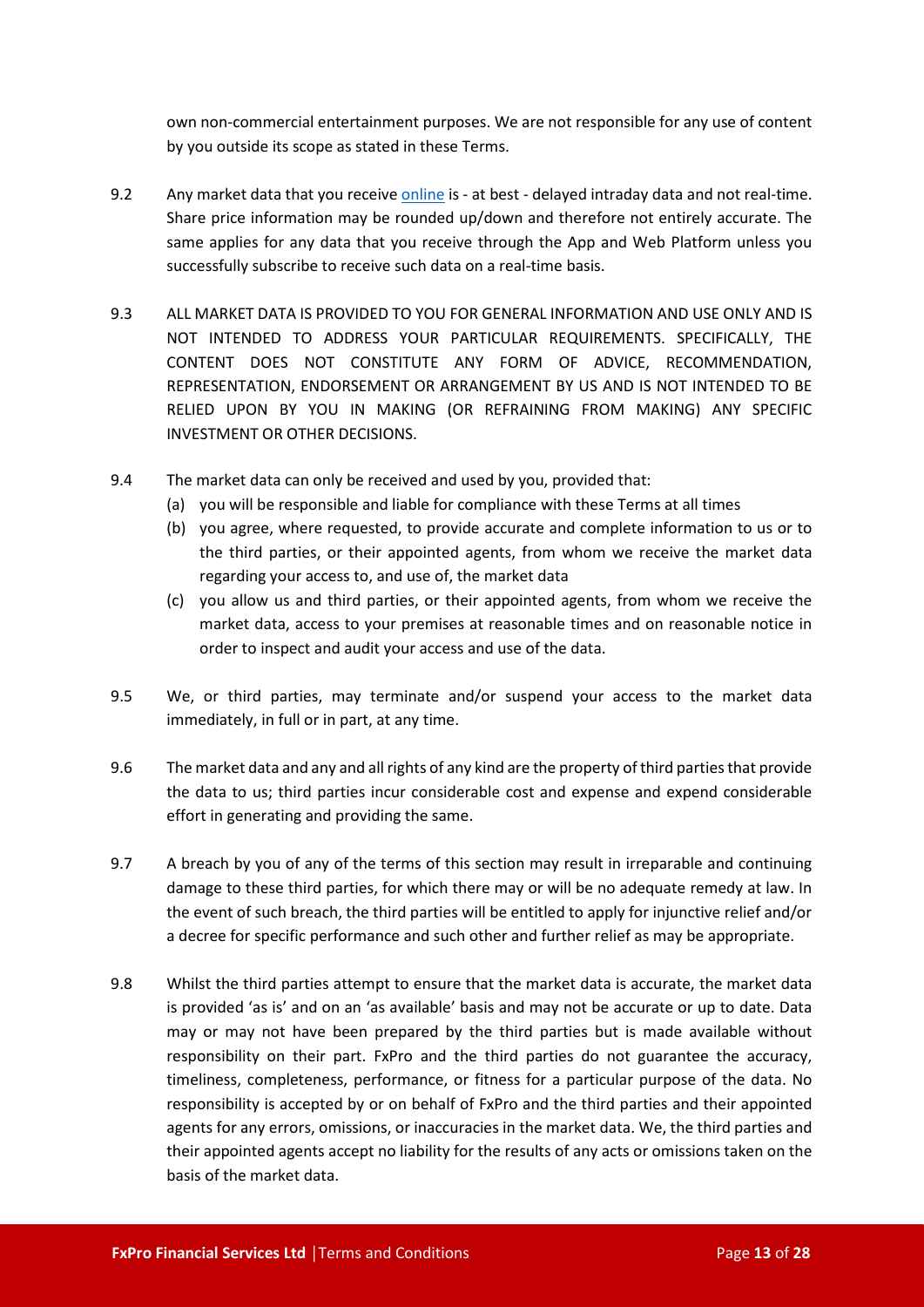own non-commercial entertainment purposes. We are not responsible for any use of content by you outside its scope as stated in these Terms.

9.2 Any market data that you receive [online](#) is - at best - delayed intraday data and not real-time. Share price information may be rounded up/down and therefore not entirely accurate. The same applies for any data that you receive through the App and Web Platform unless you successfully subscribe to receive such data on a real-time basis.

9.3 ALL MARKET DATA IS PROVIDED TO YOU FOR GENERAL INFORMATION AND USE ONLY AND IS NOT INTENDED TO ADDRESS YOUR PARTICULAR REQUIREMENTS. SPECIFICALLY, THE CONTENT DOES NOT CONSTITUTE ANY FORM OF ADVICE, RECOMMENDATION, REPRESENTATION, ENDORSEMENT OR ARRANGEMENT BY US AND IS NOT INTENDED TO BE RELIED UPON BY YOU IN MAKING (OR REFRAINING FROM MAKING) ANY SPECIFIC INVESTMENT OR OTHER DECISIONS.

9.4 The market data can only be received and used by you, provided that:

(a) you will be responsible and liable for compliance with these Terms at all times

(b) you agree, where requested, to provide accurate and complete information to us or to the third parties, or their appointed agents, from whom we receive the market data regarding your access to, and use of, the market data

(c) you allow us and third parties, or their appointed agents, from whom we receive the market data, access to your premises at reasonable times and on reasonable notice in order to inspect and audit your access and use of the data.

9.5 We, or third parties, may terminate and/or suspend your access to the market data immediately, in full or in part, at any time.

9.6 The market data and any and all rights of any kind are the property of third parties that provide the data to us; third parties incur considerable cost and expense and expend considerable effort in generating and providing the same.

9.7 A breach by you of any of the terms of this section may result in irreparable and continuing damage to these third parties, for which there may or will be no adequate remedy at law. In the event of such breach, the third parties will be entitled to apply for injunctive relief and/or a decree for specific performance and such other and further relief as may be appropriate.

9.8 Whilst the third parties attempt to ensure that the market data is accurate, the market data is provided 'as is' and on an 'as available' basis and may not be accurate or up to date. Data may or may not have been prepared by the third parties but is made available without responsibility on their part. FxPro and the third parties do not guarantee the accuracy, timeliness, completeness, performance, or fitness for a particular purpose of the data. No responsibility is accepted by or on behalf of FxPro and the third parties and their appointed agents for any errors, omissions, or inaccuracies in the market data. We, the third parties and their appointed agents accept no liability for the results of any acts or omissions taken on the basis of the market data.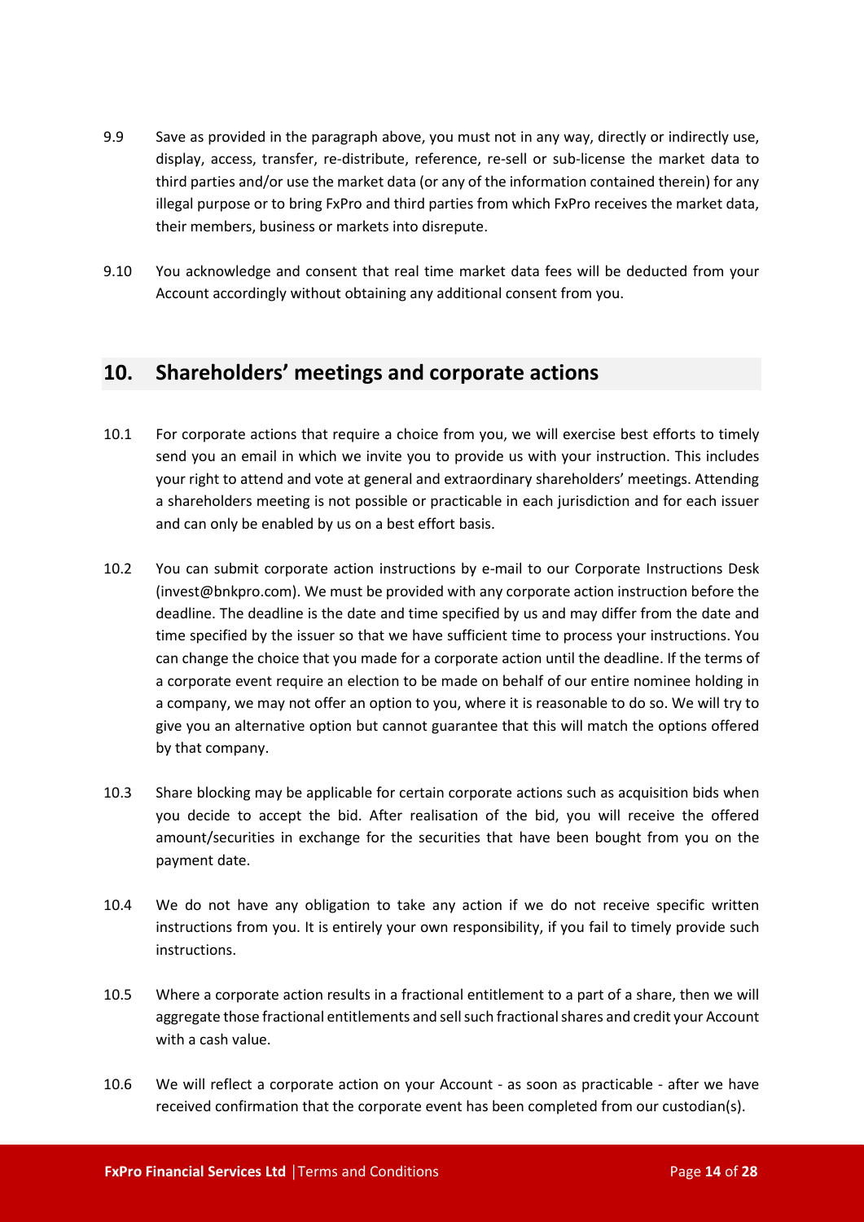9.9 Save as provided in the paragraph above, you must not in any way, directly or indirectly use, display, access, transfer, re-distribute, reference, re-sell or sub-license the market data to third parties and/or use the market data (or any of the information contained therein) for any illegal purpose or to bring FxPro and third parties from which FxPro receives the market data, their members, business or markets into disrepute.

9.10 You acknowledge and consent that real time market data fees will be deducted from your Account accordingly without obtaining any additional consent from you.

## 10. Shareholders' meetings and corporate actions

10.1 For corporate actions that require a choice from you, we will exercise best efforts to timely send you an email in which we invite you to provide us with your instruction. This includes your right to attend and vote at general and extraordinary shareholders' meetings. Attending a shareholders meeting is not possible or practicable in each jurisdiction and for each issuer and can only be enabled by us on a best effort basis.

10.2 You can submit corporate action instructions by e-mail to our Corporate Instructions Desk (invest@bnkpro.com). We must be provided with any corporate action instruction before the deadline. The deadline is the date and time specified by us and may differ from the date and time specified by the issuer so that we have sufficient time to process your instructions. You can change the choice that you made for a corporate action until the deadline. If the terms of a corporate event require an election to be made on behalf of our entire nominee holding in a company, we may not offer an option to you, where it is reasonable to do so. We will try to give you an alternative option but cannot guarantee that this will match the options offered by that company.

10.3 Share blocking may be applicable for certain corporate actions such as acquisition bids when you decide to accept the bid. After realisation of the bid, you will receive the offered amount/securities in exchange for the securities that have been bought from you on the payment date.

10.4 We do not have any obligation to take any action if we do not receive specific written instructions from you. It is entirely your own responsibility, if you fail to timely provide such instructions.

10.5 Where a corporate action results in a fractional entitlement to a part of a share, then we will aggregate those fractional entitlements and sell such fractional shares and credit your Account with a cash value.

10.6 We will reflect a corporate action on your Account - as soon as practicable - after we have received confirmation that the corporate event has been completed from our custodian(s).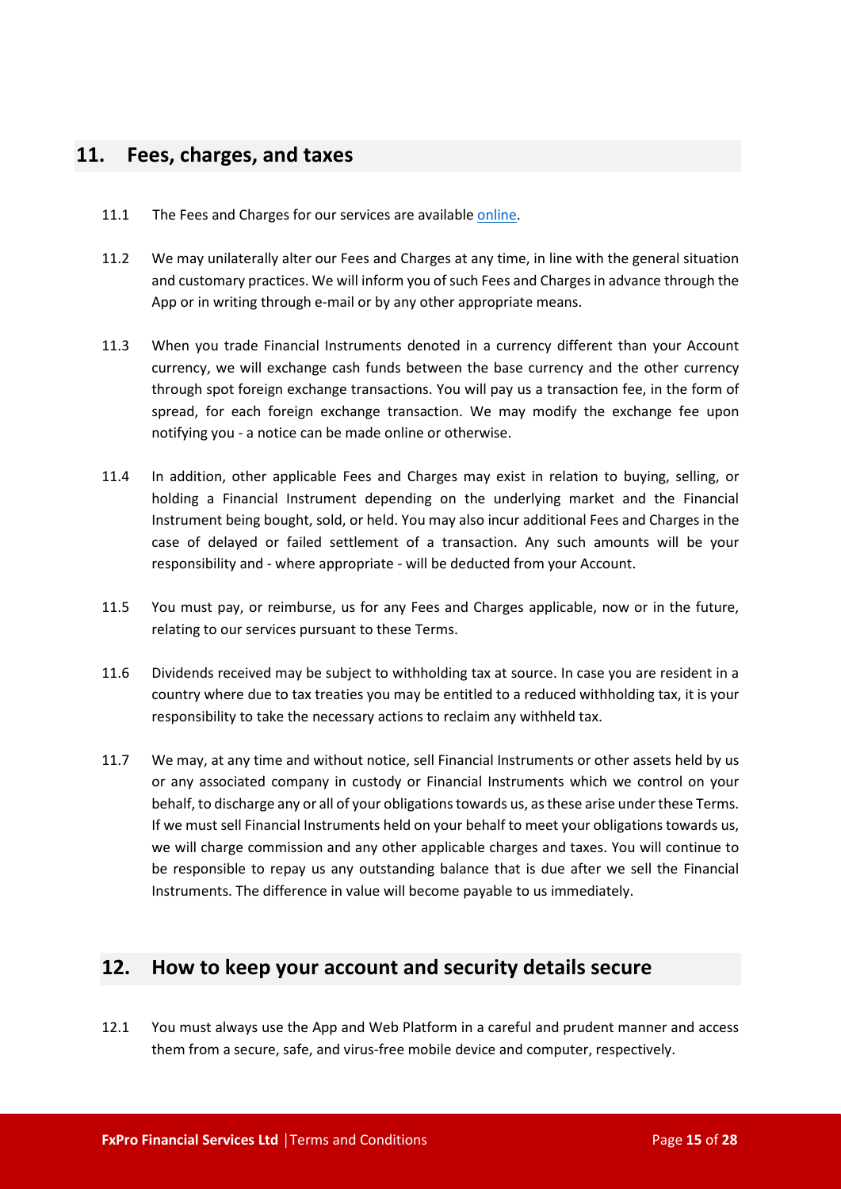## 11. Fees, charges, and taxes

11.1 The Fees and Charges for our services are available [online](online).

11.2 We may unilaterally alter our Fees and Charges at any time, in line with the general situation and customary practices. We will inform you of such Fees and Charges in advance through the App or in writing through e-mail or by any other appropriate means.

11.3 When you trade Financial Instruments denoted in a currency different than your Account currency, we will exchange cash funds between the base currency and the other currency through spot foreign exchange transactions. You will pay us a transaction fee, in the form of spread, for each foreign exchange transaction. We may modify the exchange fee upon notifying you - a notice can be made online or otherwise.

11.4 In addition, other applicable Fees and Charges may exist in relation to buying, selling, or holding a Financial Instrument depending on the underlying market and the Financial Instrument being bought, sold, or held. You may also incur additional Fees and Charges in the case of delayed or failed settlement of a transaction. Any such amounts will be your responsibility and - where appropriate - will be deducted from your Account.

11.5 You must pay, or reimburse, us for any Fees and Charges applicable, now or in the future, relating to our services pursuant to these Terms.

11.6 Dividends received may be subject to withholding tax at source. In case you are resident in a country where due to tax treaties you may be entitled to a reduced withholding tax, it is your responsibility to take the necessary actions to reclaim any withheld tax.

11.7 We may, at any time and without notice, sell Financial Instruments or other assets held by us or any associated company in custody or Financial Instruments which we control on your behalf, to discharge any or all of your obligations towards us, as these arise under these Terms. If we must sell Financial Instruments held on your behalf to meet your obligations towards us, we will charge commission and any other applicable charges and taxes. You will continue to be responsible to repay us any outstanding balance that is due after we sell the Financial Instruments. The difference in value will become payable to us immediately.

## 12. How to keep your account and security details secure

12.1 You must always use the App and Web Platform in a careful and prudent manner and access them from a secure, safe, and virus-free mobile device and computer, respectively.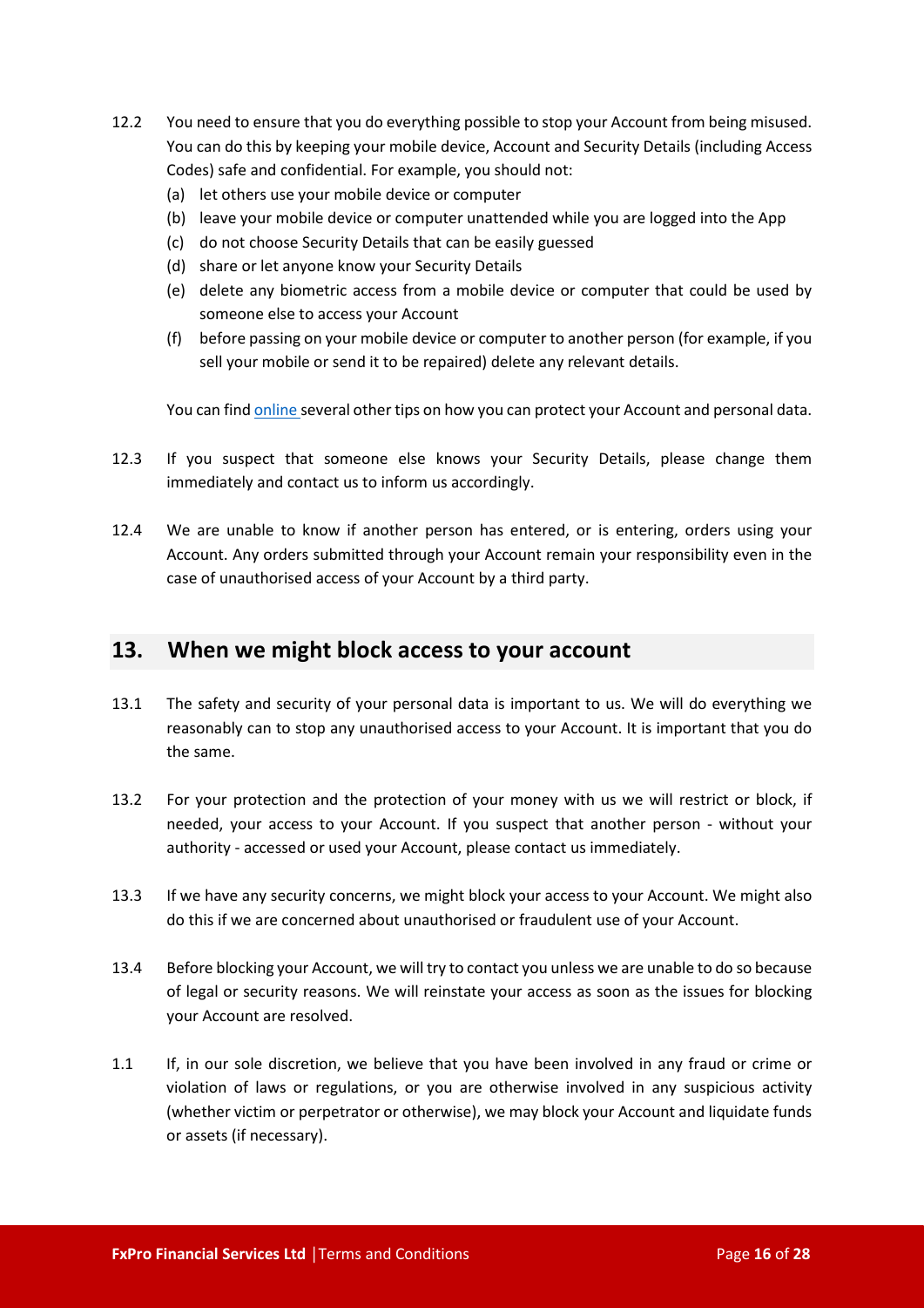12.2 You need to ensure that you do everything possible to stop your Account from being misused. You can do this by keeping your mobile device, Account and Security Details (including Access Codes) safe and confidential. For example, you should not:

(a) let others use your mobile device or computer
(b) leave your mobile device or computer unattended while you are logged into the App
(c) do not choose Security Details that can be easily guessed
(d) share or let anyone know your Security Details
(e) delete any biometric access from a mobile device or computer that could be used by someone else to access your Account
(f) before passing on your mobile device or computer to another person (for example, if you sell your mobile or send it to be repaired) delete any relevant details.

You can find online several other tips on how you can protect your Account and personal data.

12.3 If you suspect that someone else knows your Security Details, please change them immediately and contact us to inform us accordingly.

12.4 We are unable to know if another person has entered, or is entering, orders using your Account. Any orders submitted through your Account remain your responsibility even in the case of unauthorised access of your Account by a third party.

## 13. When we might block access to your account

13.1 The safety and security of your personal data is important to us. We will do everything we reasonably can to stop any unauthorised access to your Account. It is important that you do the same.

13.2 For your protection and the protection of your money with us we will restrict or block, if needed, your access to your Account. If you suspect that another person - without your authority - accessed or used your Account, please contact us immediately.

13.3 If we have any security concerns, we might block your access to your Account. We might also do this if we are concerned about unauthorised or fraudulent use of your Account.

13.4 Before blocking your Account, we will try to contact you unless we are unable to do so because of legal or security reasons. We will reinstate your access as soon as the issues for blocking your Account are resolved.

1.1 If, in our sole discretion, we believe that you have been involved in any fraud or crime or violation of laws or regulations, or you are otherwise involved in any suspicious activity (whether victim or perpetrator or otherwise), we may block your Account and liquidate funds or assets (if necessary).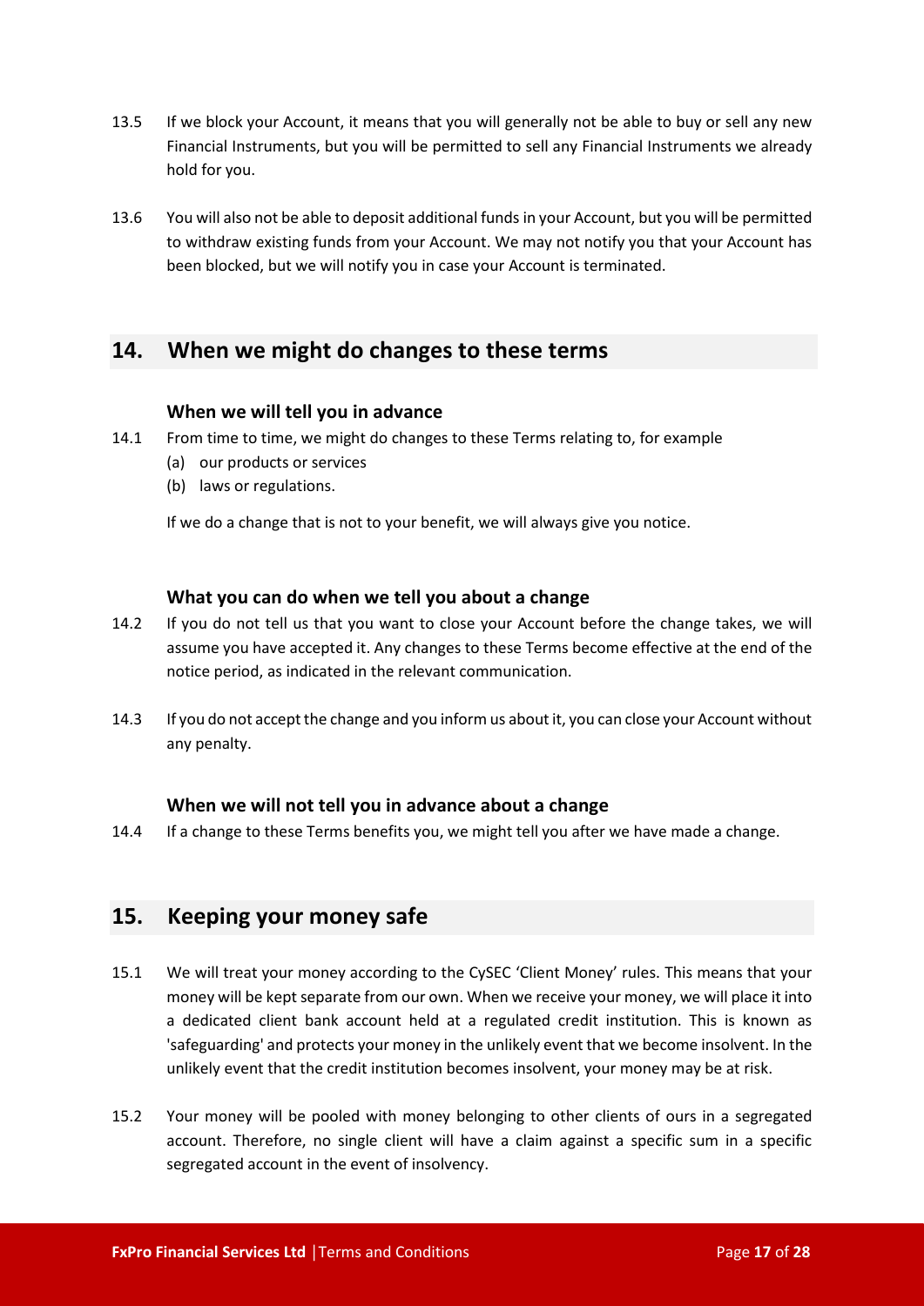13.5 If we block your Account, it means that you will generally not be able to buy or sell any new Financial Instruments, but you will be permitted to sell any Financial Instruments we already hold for you.

13.6 You will also not be able to deposit additional funds in your Account, but you will be permitted to withdraw existing funds from your Account. We may not notify you that your Account has been blocked, but we will notify you in case your Account is terminated.

## 14. When we might do changes to these terms

### When we will tell you in advance

14.1 From time to time, we might do changes to these Terms relating to, for example

(a) our products or services

(b) laws or regulations.

If we do a change that is not to your benefit, we will always give you notice.

### What you can do when we tell you about a change

14.2 If you do not tell us that you want to close your Account before the change takes, we will assume you have accepted it. Any changes to these Terms become effective at the end of the notice period, as indicated in the relevant communication.

14.3 If you do not accept the change and you inform us about it, you can close your Account without any penalty.

### When we will not tell you in advance about a change

14.4 If a change to these Terms benefits you, we might tell you after we have made a change.

## 15. Keeping your money safe

15.1 We will treat your money according to the CySEC 'Client Money' rules. This means that your money will be kept separate from our own. When we receive your money, we will place it into a dedicated client bank account held at a regulated credit institution. This is known as 'safeguarding' and protects your money in the unlikely event that we become insolvent. In the unlikely event that the credit institution becomes insolvent, your money may be at risk.

15.2 Your money will be pooled with money belonging to other clients of ours in a segregated account. Therefore, no single client will have a claim against a specific sum in a specific segregated account in the event of insolvency.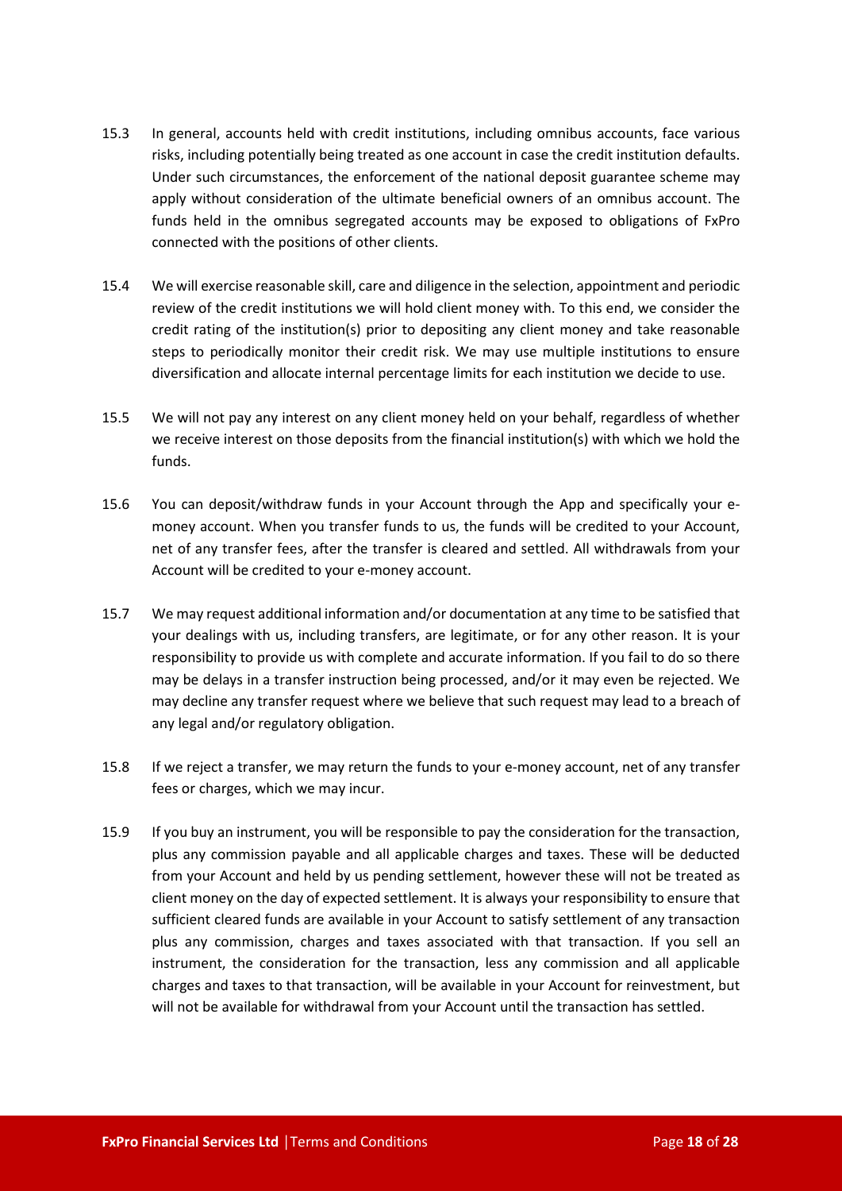15.3 In general, accounts held with credit institutions, including omnibus accounts, face various risks, including potentially being treated as one account in case the credit institution defaults. Under such circumstances, the enforcement of the national deposit guarantee scheme may apply without consideration of the ultimate beneficial owners of an omnibus account. The funds held in the omnibus segregated accounts may be exposed to obligations of FxPro connected with the positions of other clients.

15.4 We will exercise reasonable skill, care and diligence in the selection, appointment and periodic review of the credit institutions we will hold client money with. To this end, we consider the credit rating of the institution(s) prior to depositing any client money and take reasonable steps to periodically monitor their credit risk. We may use multiple institutions to ensure diversification and allocate internal percentage limits for each institution we decide to use.

15.5 We will not pay any interest on any client money held on your behalf, regardless of whether we receive interest on those deposits from the financial institution(s) with which we hold the funds.

15.6 You can deposit/withdraw funds in your Account through the App and specifically your e-money account. When you transfer funds to us, the funds will be credited to your Account, net of any transfer fees, after the transfer is cleared and settled. All withdrawals from your Account will be credited to your e-money account.

15.7 We may request additional information and/or documentation at any time to be satisfied that your dealings with us, including transfers, are legitimate, or for any other reason. It is your responsibility to provide us with complete and accurate information. If you fail to do so there may be delays in a transfer instruction being processed, and/or it may even be rejected. We may decline any transfer request where we believe that such request may lead to a breach of any legal and/or regulatory obligation.

15.8 If we reject a transfer, we may return the funds to your e-money account, net of any transfer fees or charges, which we may incur.

15.9 If you buy an instrument, you will be responsible to pay the consideration for the transaction, plus any commission payable and all applicable charges and taxes. These will be deducted from your Account and held by us pending settlement, however these will not be treated as client money on the day of expected settlement. It is always your responsibility to ensure that sufficient cleared funds are available in your Account to satisfy settlement of any transaction plus any commission, charges and taxes associated with that transaction. If you sell an instrument, the consideration for the transaction, less any commission and all applicable charges and taxes to that transaction, will be available in your Account for reinvestment, but will not be available for withdrawal from your Account until the transaction has settled.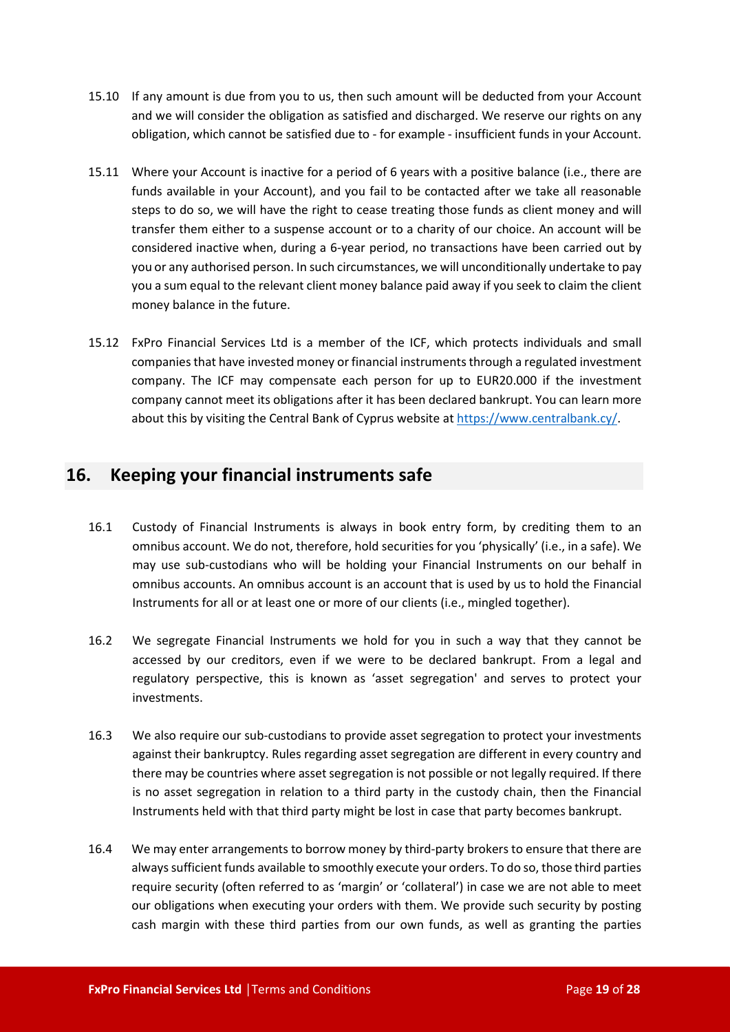15.10 If any amount is due from you to us, then such amount will be deducted from your Account and we will consider the obligation as satisfied and discharged. We reserve our rights on any obligation, which cannot be satisfied due to - for example - insufficient funds in your Account.

15.11 Where your Account is inactive for a period of 6 years with a positive balance (i.e., there are funds available in your Account), and you fail to be contacted after we take all reasonable steps to do so, we will have the right to cease treating those funds as client money and will transfer them either to a suspense account or to a charity of our choice. An account will be considered inactive when, during a 6-year period, no transactions have been carried out by you or any authorised person. In such circumstances, we will unconditionally undertake to pay you a sum equal to the relevant client money balance paid away if you seek to claim the client money balance in the future.

15.12 FxPro Financial Services Ltd is a member of the ICF, which protects individuals and small companies that have invested money or financial instruments through a regulated investment company. The ICF may compensate each person for up to EUR20.000 if the investment company cannot meet its obligations after it has been declared bankrupt. You can learn more about this by visiting the Central Bank of Cyprus website at https://www.centralbank.cy/.

## 16. Keeping your financial instruments safe

16.1 Custody of Financial Instruments is always in book entry form, by crediting them to an omnibus account. We do not, therefore, hold securities for you 'physically' (i.e., in a safe). We may use sub-custodians who will be holding your Financial Instruments on our behalf in omnibus accounts. An omnibus account is an account that is used by us to hold the Financial Instruments for all or at least one or more of our clients (i.e., mingled together).

16.2 We segregate Financial Instruments we hold for you in such a way that they cannot be accessed by our creditors, even if we were to be declared bankrupt. From a legal and regulatory perspective, this is known as 'asset segregation' and serves to protect your investments.

16.3 We also require our sub-custodians to provide asset segregation to protect your investments against their bankruptcy. Rules regarding asset segregation are different in every country and there may be countries where asset segregation is not possible or not legally required. If there is no asset segregation in relation to a third party in the custody chain, then the Financial Instruments held with that third party might be lost in case that party becomes bankrupt.

16.4 We may enter arrangements to borrow money by third-party brokers to ensure that there are always sufficient funds available to smoothly execute your orders. To do so, those third parties require security (often referred to as 'margin' or 'collateral') in case we are not able to meet our obligations when executing your orders with them. We provide such security by posting cash margin with these third parties from our own funds, as well as granting the parties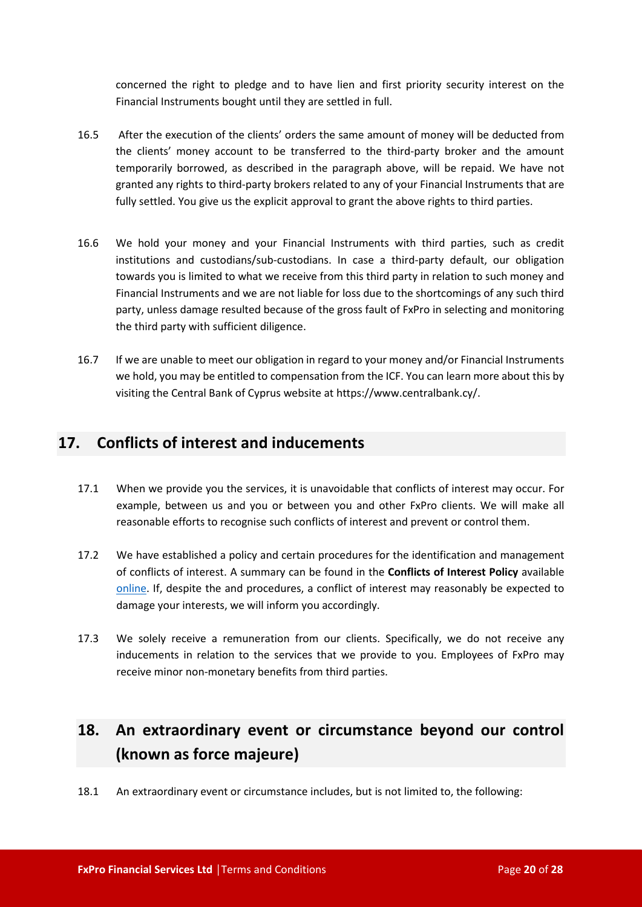concerned the right to pledge and to have lien and first priority security interest on the Financial Instruments bought until they are settled in full.

16.5 After the execution of the clients' orders the same amount of money will be deducted from the clients' money account to be transferred to the third-party broker and the amount temporarily borrowed, as described in the paragraph above, will be repaid. We have not granted any rights to third-party brokers related to any of your Financial Instruments that are fully settled. You give us the explicit approval to grant the above rights to third parties.

16.6 We hold your money and your Financial Instruments with third parties, such as credit institutions and custodians/sub-custodians. In case a third-party default, our obligation towards you is limited to what we receive from this third party in relation to such money and Financial Instruments and we are not liable for loss due to the shortcomings of any such third party, unless damage resulted because of the gross fault of FxPro in selecting and monitoring the third party with sufficient diligence.

16.7 If we are unable to meet our obligation in regard to your money and/or Financial Instruments we hold, you may be entitled to compensation from the ICF. You can learn more about this by visiting the Central Bank of Cyprus website at https://www.centralbank.cy/.

## 17. Conflicts of interest and inducements

17.1 When we provide you the services, it is unavoidable that conflicts of interest may occur. For example, between us and you or between you and other FxPro clients. We will make all reasonable efforts to recognise such conflicts of interest and prevent or control them.

17.2 We have established a policy and certain procedures for the identification and management of conflicts of interest. A summary can be found in the **Conflicts of Interest Policy** available [online](). If, despite the and procedures, a conflict of interest may reasonably be expected to damage your interests, we will inform you accordingly.

17.3 We solely receive a remuneration from our clients. Specifically, we do not receive any inducements in relation to the services that we provide to you. Employees of FxPro may receive minor non-monetary benefits from third parties.

## 18. An extraordinary event or circumstance beyond our control (known as force majeure)

18.1 An extraordinary event or circumstance includes, but is not limited to, the following: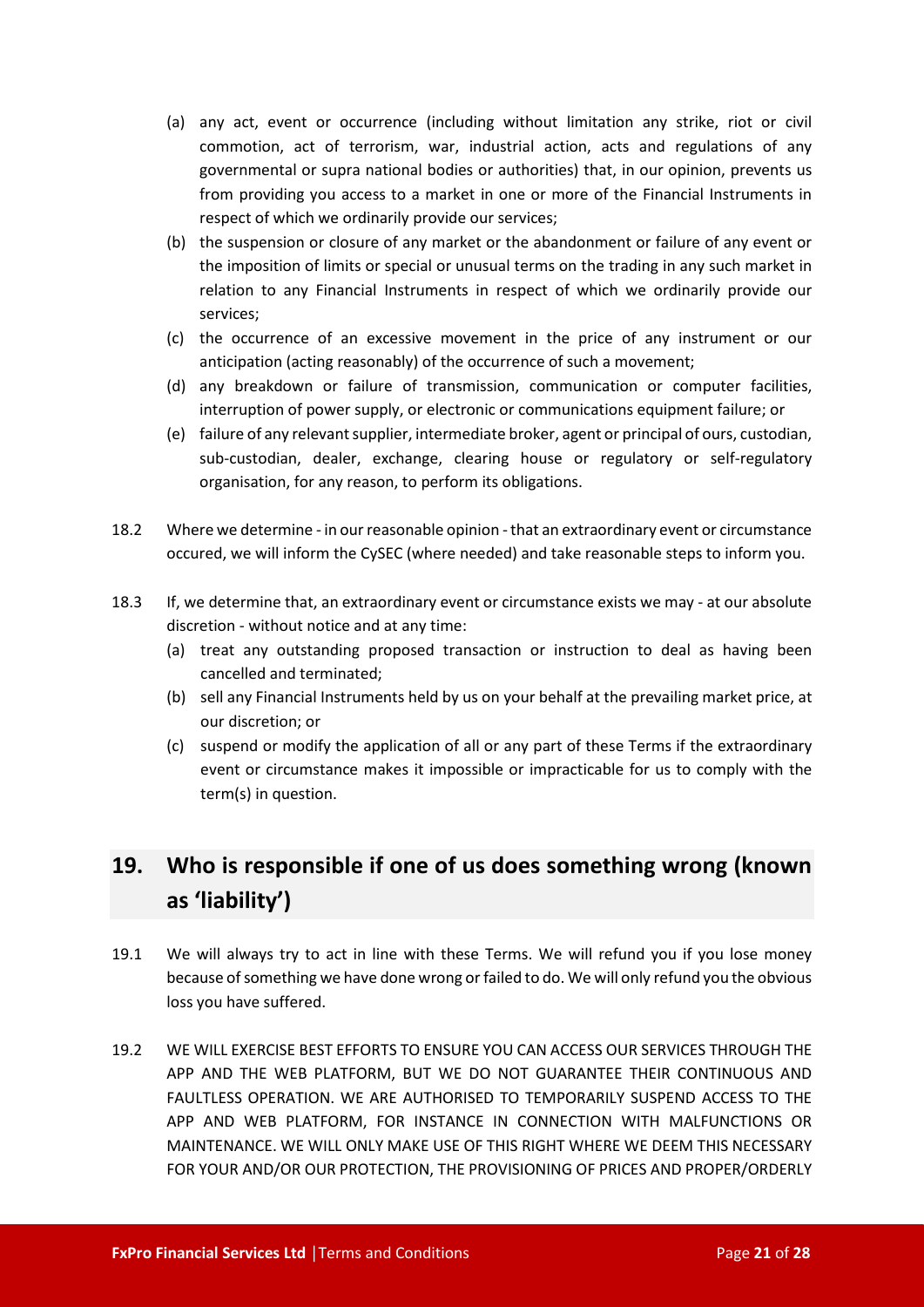(a) any act, event or occurrence (including without limitation any strike, riot or civil commotion, act of terrorism, war, industrial action, acts and regulations of any governmental or supra national bodies or authorities) that, in our opinion, prevents us from providing you access to a market in one or more of the Financial Instruments in respect of which we ordinarily provide our services;

(b) the suspension or closure of any market or the abandonment or failure of any event or the imposition of limits or special or unusual terms on the trading in any such market in relation to any Financial Instruments in respect of which we ordinarily provide our services;

(c) the occurrence of an excessive movement in the price of any instrument or our anticipation (acting reasonably) of the occurrence of such a movement;

(d) any breakdown or failure of transmission, communication or computer facilities, interruption of power supply, or electronic or communications equipment failure; or

(e) failure of any relevant supplier, intermediate broker, agent or principal of ours, custodian, sub-custodian, dealer, exchange, clearing house or regulatory or self-regulatory organisation, for any reason, to perform its obligations.

18.2 Where we determine - in our reasonable opinion - that an extraordinary event or circumstance occured, we will inform the CySEC (where needed) and take reasonable steps to inform you.

18.3 If, we determine that, an extraordinary event or circumstance exists we may - at our absolute discretion - without notice and at any time:

(a) treat any outstanding proposed transaction or instruction to deal as having been cancelled and terminated;

(b) sell any Financial Instruments held by us on your behalf at the prevailing market price, at our discretion; or

(c) suspend or modify the application of all or any part of these Terms if the extraordinary event or circumstance makes it impossible or impracticable for us to comply with the term(s) in question.

## 19. Who is responsible if one of us does something wrong (known as 'liability')

19.1 We will always try to act in line with these Terms. We will refund you if you lose money because of something we have done wrong or failed to do. We will only refund you the obvious loss you have suffered.

19.2 WE WILL EXERCISE BEST EFFORTS TO ENSURE YOU CAN ACCESS OUR SERVICES THROUGH THE APP AND THE WEB PLATFORM, BUT WE DO NOT GUARANTEE THEIR CONTINUOUS AND FAULTLESS OPERATION. WE ARE AUTHORISED TO TEMPORARILY SUSPEND ACCESS TO THE APP AND WEB PLATFORM, FOR INSTANCE IN CONNECTION WITH MALFUNCTIONS OR MAINTENANCE. WE WILL ONLY MAKE USE OF THIS RIGHT WHERE WE DEEM THIS NECESSARY FOR YOUR AND/OR OUR PROTECTION, THE PROVISIONING OF PRICES AND PROPER/ORDERLY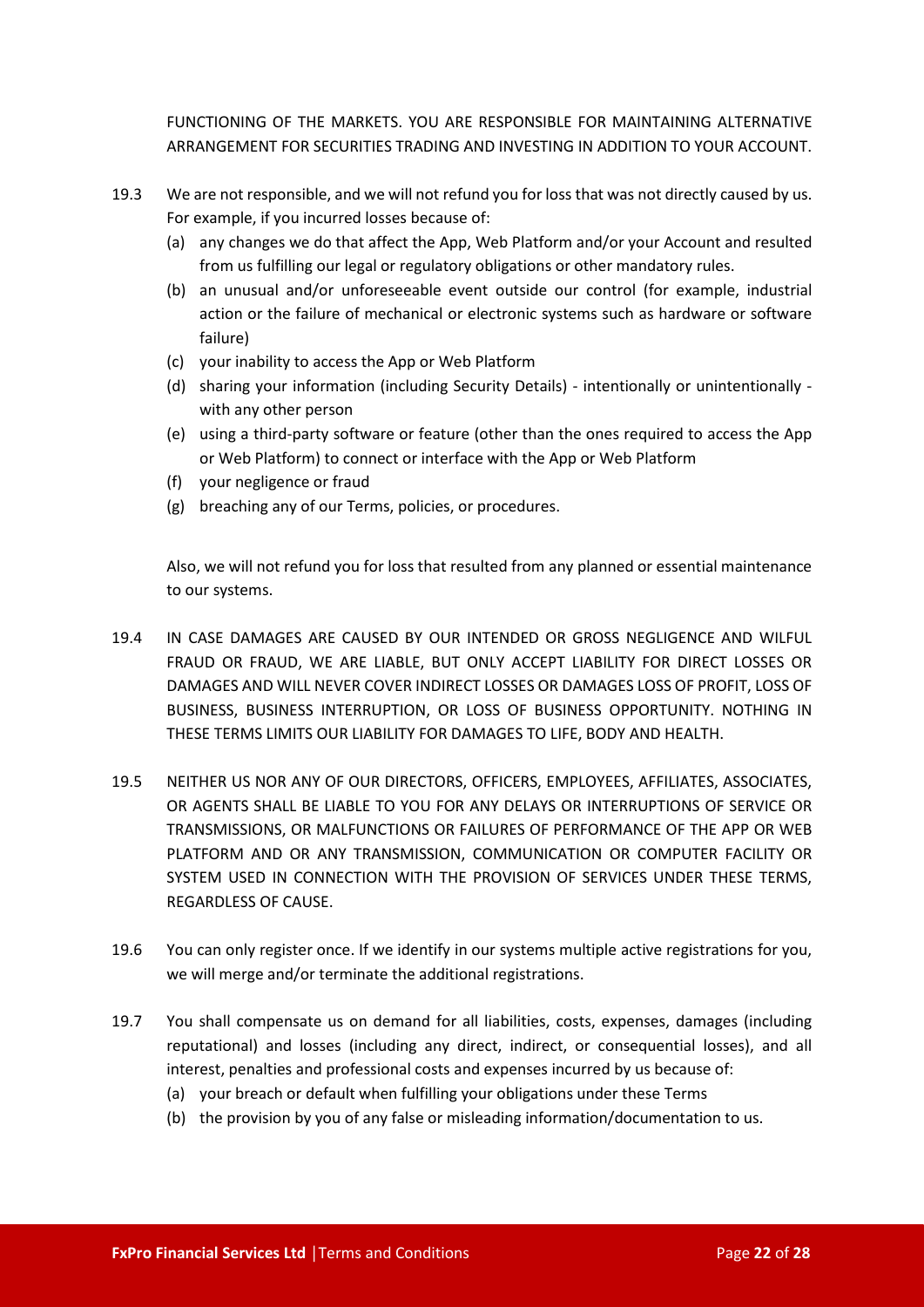FUNCTIONING OF THE MARKETS. YOU ARE RESPONSIBLE FOR MAINTAINING ALTERNATIVE ARRANGEMENT FOR SECURITIES TRADING AND INVESTING IN ADDITION TO YOUR ACCOUNT.

19.3 We are not responsible, and we will not refund you for loss that was not directly caused by us. For example, if you incurred losses because of:

(a) any changes we do that affect the App, Web Platform and/or your Account and resulted from us fulfilling our legal or regulatory obligations or other mandatory rules.

(b) an unusual and/or unforeseeable event outside our control (for example, industrial action or the failure of mechanical or electronic systems such as hardware or software failure)

(c) your inability to access the App or Web Platform

(d) sharing your information (including Security Details) - intentionally or unintentionally - with any other person

(e) using a third-party software or feature (other than the ones required to access the App or Web Platform) to connect or interface with the App or Web Platform

(f) your negligence or fraud

(g) breaching any of our Terms, policies, or procedures.

Also, we will not refund you for loss that resulted from any planned or essential maintenance to our systems.

19.4 IN CASE DAMAGES ARE CAUSED BY OUR INTENDED OR GROSS NEGLIGENCE AND WILFUL FRAUD OR FRAUD, WE ARE LIABLE, BUT ONLY ACCEPT LIABILITY FOR DIRECT LOSSES OR DAMAGES AND WILL NEVER COVER INDIRECT LOSSES OR DAMAGES LOSS OF PROFIT, LOSS OF BUSINESS, BUSINESS INTERRUPTION, OR LOSS OF BUSINESS OPPORTUNITY. NOTHING IN THESE TERMS LIMITS OUR LIABILITY FOR DAMAGES TO LIFE, BODY AND HEALTH.

19.5 NEITHER US NOR ANY OF OUR DIRECTORS, OFFICERS, EMPLOYEES, AFFILIATES, ASSOCIATES, OR AGENTS SHALL BE LIABLE TO YOU FOR ANY DELAYS OR INTERRUPTIONS OF SERVICE OR TRANSMISSIONS, OR MALFUNCTIONS OR FAILURES OF PERFORMANCE OF THE APP OR WEB PLATFORM AND OR ANY TRANSMISSION, COMMUNICATION OR COMPUTER FACILITY OR SYSTEM USED IN CONNECTION WITH THE PROVISION OF SERVICES UNDER THESE TERMS, REGARDLESS OF CAUSE.

19.6 You can only register once. If we identify in our systems multiple active registrations for you, we will merge and/or terminate the additional registrations.

19.7 You shall compensate us on demand for all liabilities, costs, expenses, damages (including reputational) and losses (including any direct, indirect, or consequential losses), and all interest, penalties and professional costs and expenses incurred by us because of:

(a) your breach or default when fulfilling your obligations under these Terms

(b) the provision by you of any false or misleading information/documentation to us.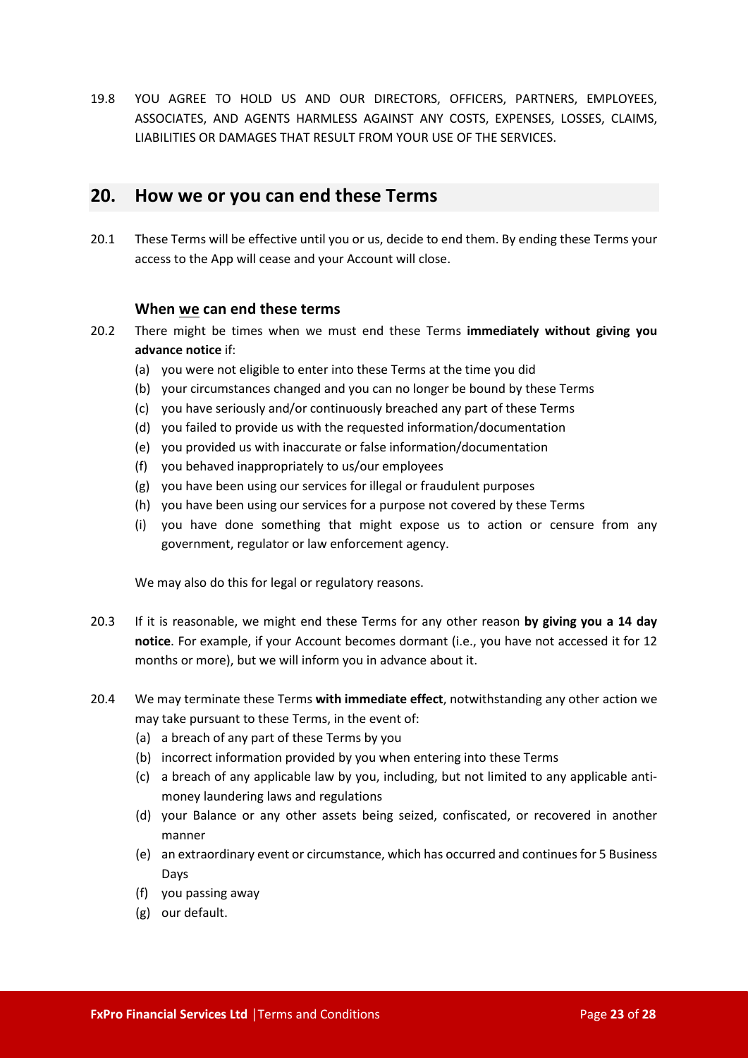19.8 YOU AGREE TO HOLD US AND OUR DIRECTORS, OFFICERS, PARTNERS, EMPLOYEES, ASSOCIATES, AND AGENTS HARMLESS AGAINST ANY COSTS, EXPENSES, LOSSES, CLAIMS, LIABILITIES OR DAMAGES THAT RESULT FROM YOUR USE OF THE SERVICES.

## 20. How we or you can end these Terms

20.1 These Terms will be effective until you or us, decide to end them. By ending these Terms your access to the App will cease and your Account will close.

### When we can end these terms

20.2 There might be times when we must end these Terms **immediately without giving you advance notice** if:

(a) you were not eligible to enter into these Terms at the time you did
(b) your circumstances changed and you can no longer be bound by these Terms
(c) you have seriously and/or continuously breached any part of these Terms
(d) you failed to provide us with the requested information/documentation
(e) you provided us with inaccurate or false information/documentation
(f) you behaved inappropriately to us/our employees
(g) you have been using our services for illegal or fraudulent purposes
(h) you have been using our services for a purpose not covered by these Terms
(i) you have done something that might expose us to action or censure from any government, regulator or law enforcement agency.

We may also do this for legal or regulatory reasons.

20.3 If it is reasonable, we might end these Terms for any other reason **by giving you a 14 day notice**. For example, if your Account becomes dormant (i.e., you have not accessed it for 12 months or more), but we will inform you in advance about it.

20.4 We may terminate these Terms **with immediate effect**, notwithstanding any other action we may take pursuant to these Terms, in the event of:

(a) a breach of any part of these Terms by you
(b) incorrect information provided by you when entering into these Terms
(c) a breach of any applicable law by you, including, but not limited to any applicable anti-money laundering laws and regulations
(d) your Balance or any other assets being seized, confiscated, or recovered in another manner
(e) an extraordinary event or circumstance, which has occurred and continues for 5 Business Days
(f) you passing away
(g) our default.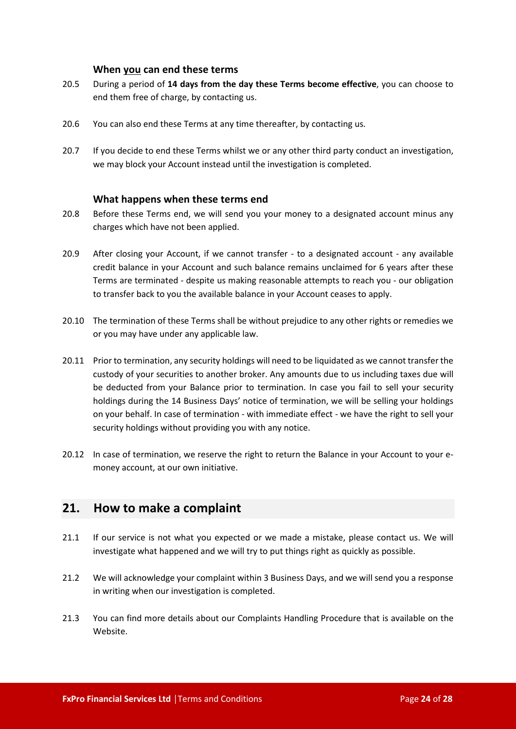### When <u>you</u> can end these terms

20.5 During a period of **14 days from the day these Terms become effective**, you can choose to end them free of charge, by contacting us.

20.6 You can also end these Terms at any time thereafter, by contacting us.

20.7 If you decide to end these Terms whilst we or any other third party conduct an investigation, we may block your Account instead until the investigation is completed.

### What happens when these terms end

20.8 Before these Terms end, we will send you your money to a designated account minus any charges which have not been applied.

20.9 After closing your Account, if we cannot transfer - to a designated account - any available credit balance in your Account and such balance remains unclaimed for 6 years after these Terms are terminated - despite us making reasonable attempts to reach you - our obligation to transfer back to you the available balance in your Account ceases to apply.

20.10 The termination of these Terms shall be without prejudice to any other rights or remedies we or you may have under any applicable law.

20.11 Prior to termination, any security holdings will need to be liquidated as we cannot transfer the custody of your securities to another broker. Any amounts due to us including taxes due will be deducted from your Balance prior to termination. In case you fail to sell your security holdings during the 14 Business Days' notice of termination, we will be selling your holdings on your behalf. In case of termination - with immediate effect - we have the right to sell your security holdings without providing you with any notice.

20.12 In case of termination, we reserve the right to return the Balance in your Account to your e-money account, at our own initiative.

## 21. How to make a complaint

21.1 If our service is not what you expected or we made a mistake, please contact us. We will investigate what happened and we will try to put things right as quickly as possible.

21.2 We will acknowledge your complaint within 3 Business Days, and we will send you a response in writing when our investigation is completed.

21.3 You can find more details about our Complaints Handling Procedure that is available on the Website.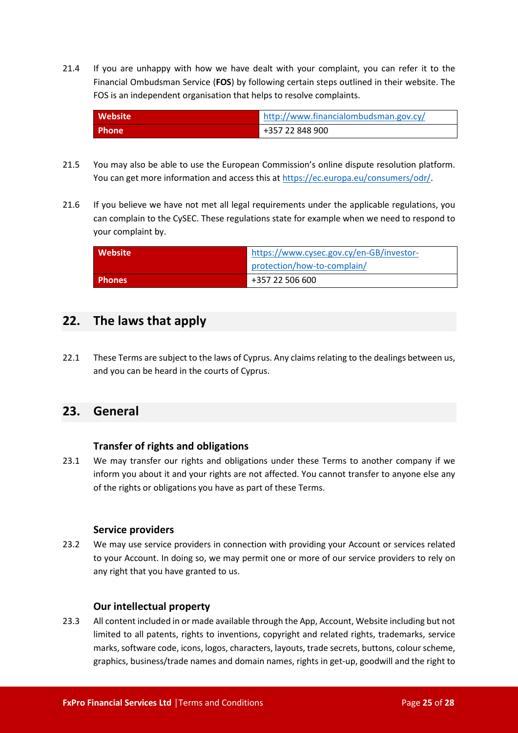21.4 If you are unhappy with how we have dealt with your complaint, you can refer it to the Financial Ombudsman Service (**FOS**) by following certain steps outlined in their website. The FOS is an independent organisation that helps to resolve complaints.

| Website | http://www.financialombudsman.gov.cy/ |
|---|---|
| Phone | +357 22 848 900 |

21.5 You may also be able to use the European Commission's online dispute resolution platform. You can get more information and access this at https://ec.europa.eu/consumers/odr/.

21.6 If you believe we have not met all legal requirements under the applicable regulations, you can complain to the CySEC. These regulations state for example when we need to respond to your complaint by.

| Website | https://www.cysec.gov.cy/en-GB/investor-protection/how-to-complain/ |
|---|---|
| Phones | +357 22 506 600 |

## 22. The laws that apply

22.1 These Terms are subject to the laws of Cyprus. Any claims relating to the dealings between us, and you can be heard in the courts of Cyprus.

## 23. General

### Transfer of rights and obligations

23.1 We may transfer our rights and obligations under these Terms to another company if we inform you about it and your rights are not affected. You cannot transfer to anyone else any of the rights or obligations you have as part of these Terms.

### Service providers

23.2 We may use service providers in connection with providing your Account or services related to your Account. In doing so, we may permit one or more of our service providers to rely on any right that you have granted to us.

### Our intellectual property

23.3 All content included in or made available through the App, Account, Website including but not limited to all patents, rights to inventions, copyright and related rights, trademarks, service marks, software code, icons, logos, characters, layouts, trade secrets, buttons, colour scheme, graphics, business/trade names and domain names, rights in get-up, goodwill and the right to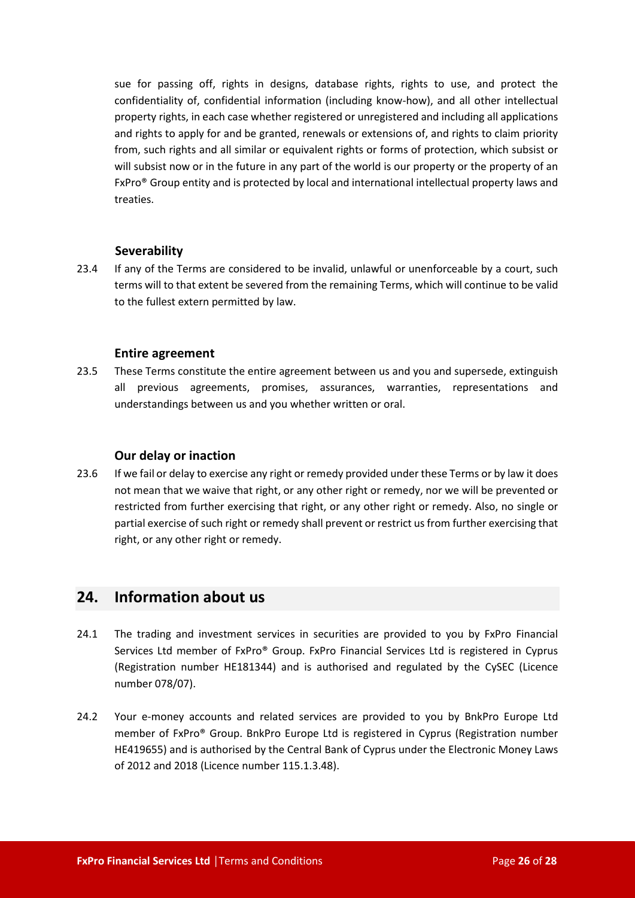sue for passing off, rights in designs, database rights, rights to use, and protect the confidentiality of, confidential information (including know-how), and all other intellectual property rights, in each case whether registered or unregistered and including all applications and rights to apply for and be granted, renewals or extensions of, and rights to claim priority from, such rights and all similar or equivalent rights or forms of protection, which subsist or will subsist now or in the future in any part of the world is our property or the property of an FxPro® Group entity and is protected by local and international intellectual property laws and treaties.

### Severability

23.4 If any of the Terms are considered to be invalid, unlawful or unenforceable by a court, such terms will to that extent be severed from the remaining Terms, which will continue to be valid to the fullest extern permitted by law.

### Entire agreement

23.5 These Terms constitute the entire agreement between us and you and supersede, extinguish all previous agreements, promises, assurances, warranties, representations and understandings between us and you whether written or oral.

### Our delay or inaction

23.6 If we fail or delay to exercise any right or remedy provided under these Terms or by law it does not mean that we waive that right, or any other right or remedy, nor we will be prevented or restricted from further exercising that right, or any other right or remedy. Also, no single or partial exercise of such right or remedy shall prevent or restrict us from further exercising that right, or any other right or remedy.

## 24. Information about us

24.1 The trading and investment services in securities are provided to you by FxPro Financial Services Ltd member of FxPro® Group. FxPro Financial Services Ltd is registered in Cyprus (Registration number HE181344) and is authorised and regulated by the CySEC (Licence number 078/07).

24.2 Your e-money accounts and related services are provided to you by BnkPro Europe Ltd member of FxPro® Group. BnkPro Europe Ltd is registered in Cyprus (Registration number HE419655) and is authorised by the Central Bank of Cyprus under the Electronic Money Laws of 2012 and 2018 (Licence number 115.1.3.48).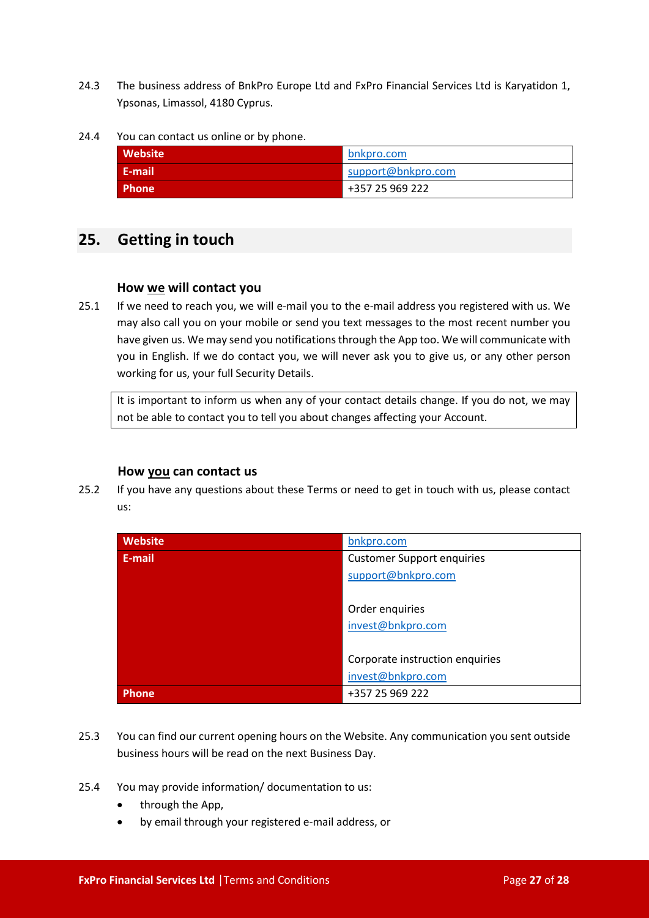24.3 The business address of BnkPro Europe Ltd and FxPro Financial Services Ltd is Karyatidon 1, Ypsonas, Limassol, 4180 Cyprus.

24.4 You can contact us online or by phone.

| | |
|---|---|
| **Website** | bnkpro.com |
| **E-mail** | support@bnkpro.com |
| **Phone** | +357 25 969 222 |

## 25. Getting in touch

### How we will contact you

25.1 If we need to reach you, we will e-mail you to the e-mail address you registered with us. We may also call you on your mobile or send you text messages to the most recent number you have given us. We may send you notifications through the App too. We will communicate with you in English. If we do contact you, we will never ask you to give us, or any other person working for us, your full Security Details.

> It is important to inform us when any of your contact details change. If you do not, we may not be able to contact you to tell you about changes affecting your Account.

### How you can contact us

25.2 If you have any questions about these Terms or need to get in touch with us, please contact us:

| | |
|---|---|
| **Website** | bnkpro.com |
| **E-mail** | Customer Support enquiries<br>support@bnkpro.com<br><br>Order enquiries<br>invest@bnkpro.com<br><br>Corporate instruction enquiries<br>invest@bnkpro.com |
| **Phone** | +357 25 969 222 |

25.3 You can find our current opening hours on the Website. Any communication you sent outside business hours will be read on the next Business Day.

25.4 You may provide information/ documentation to us:

- through the App,
- by email through your registered e-mail address, or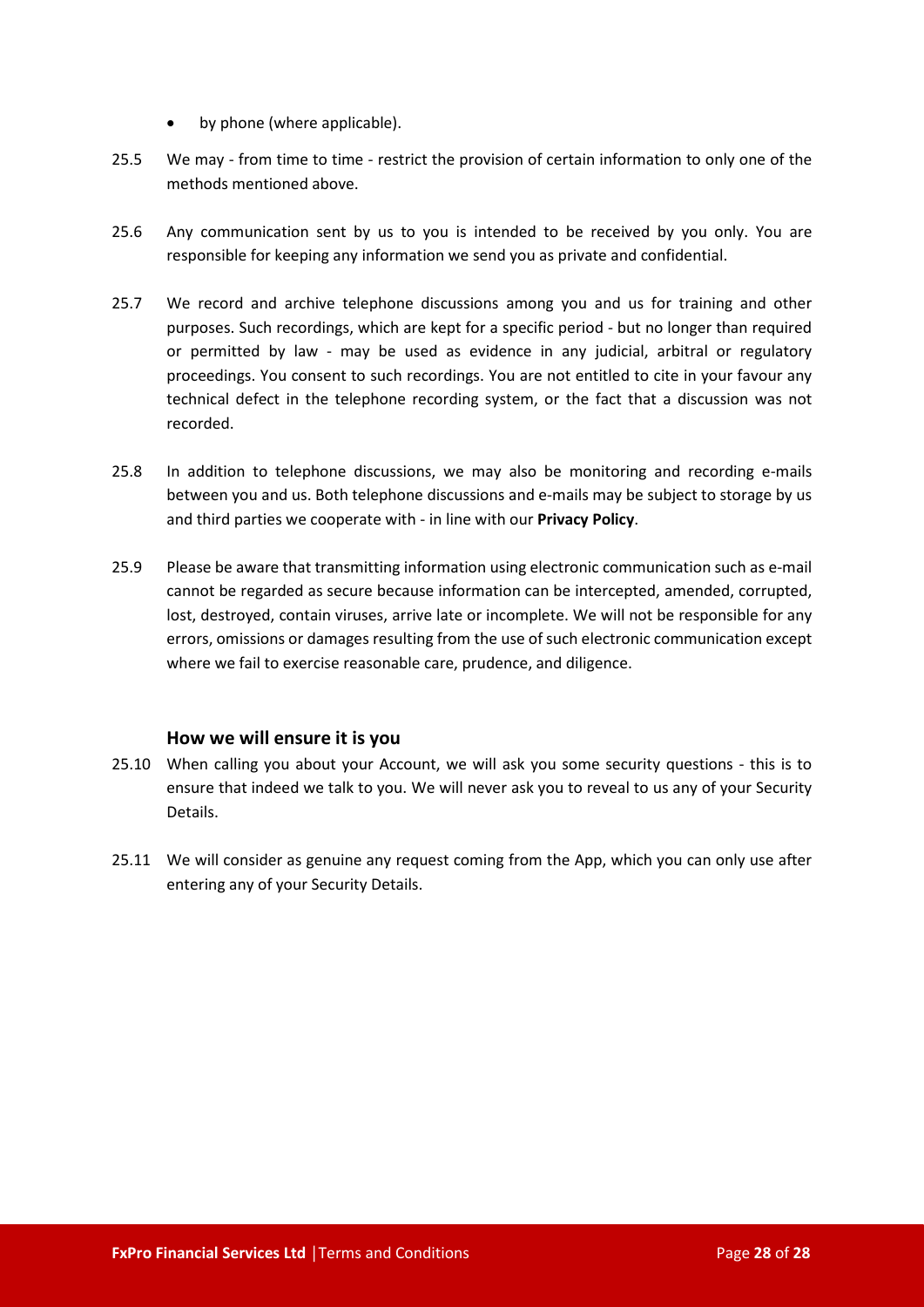- by phone (where applicable).

25.5 We may - from time to time - restrict the provision of certain information to only one of the methods mentioned above.

25.6 Any communication sent by us to you is intended to be received by you only. You are responsible for keeping any information we send you as private and confidential.

25.7 We record and archive telephone discussions among you and us for training and other purposes. Such recordings, which are kept for a specific period - but no longer than required or permitted by law - may be used as evidence in any judicial, arbitral or regulatory proceedings. You consent to such recordings. You are not entitled to cite in your favour any technical defect in the telephone recording system, or the fact that a discussion was not recorded.

25.8 In addition to telephone discussions, we may also be monitoring and recording e-mails between you and us. Both telephone discussions and e-mails may be subject to storage by us and third parties we cooperate with - in line with our **Privacy Policy**.

25.9 Please be aware that transmitting information using electronic communication such as e-mail cannot be regarded as secure because information can be intercepted, amended, corrupted, lost, destroyed, contain viruses, arrive late or incomplete. We will not be responsible for any errors, omissions or damages resulting from the use of such electronic communication except where we fail to exercise reasonable care, prudence, and diligence.

### How we will ensure it is you

25.10 When calling you about your Account, we will ask you some security questions - this is to ensure that indeed we talk to you. We will never ask you to reveal to us any of your Security Details.

25.11 We will consider as genuine any request coming from the App, which you can only use after entering any of your Security Details.